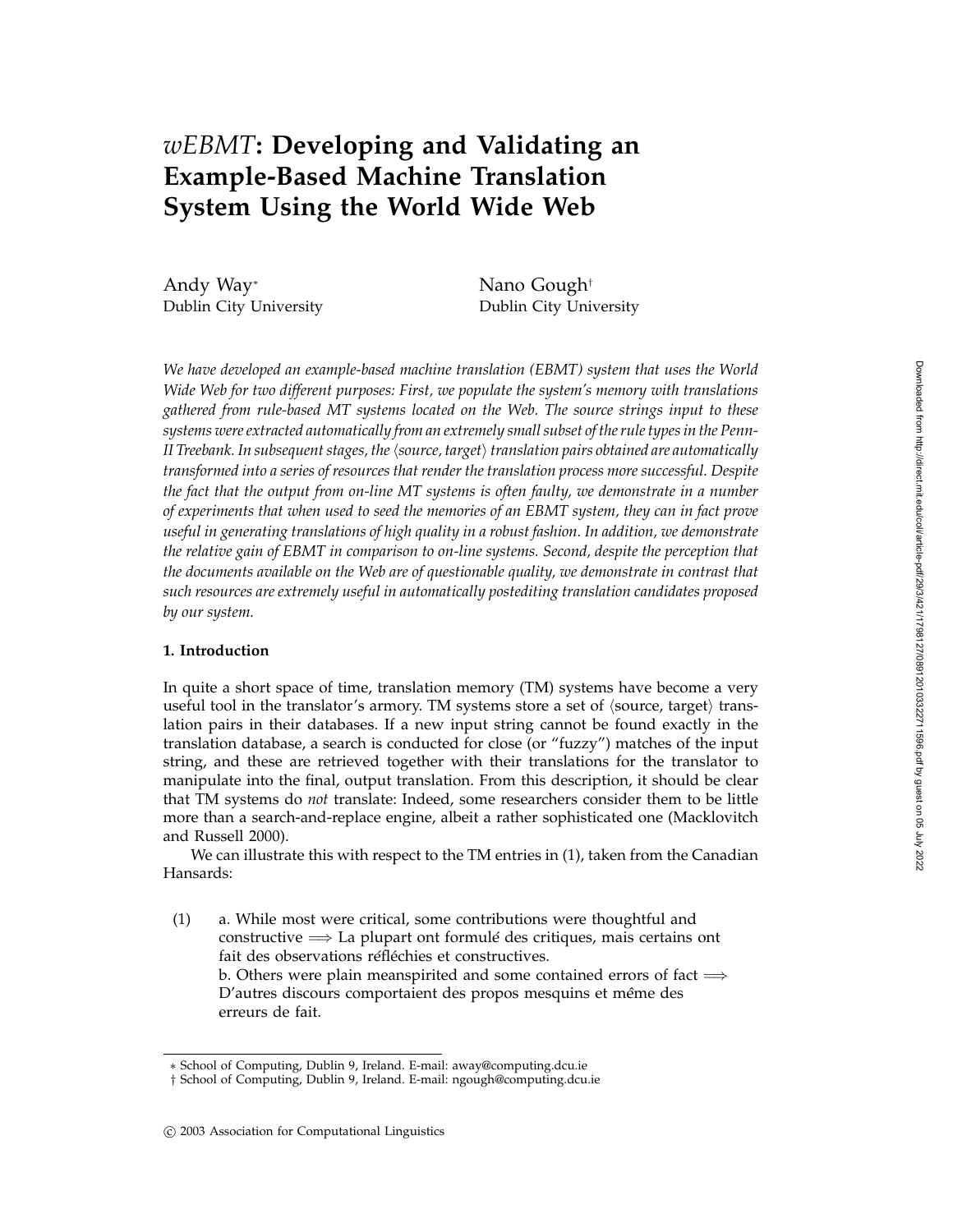# *wEBMT*: Developing and Validating an Example-Based Machine Translation System Using the World Wide Web

Andy Way[*]
Dublin City University

Nano Gough[†]
Dublin City University

*We have developed an example-based machine translation (EBMT) system that uses the World Wide Web for two different purposes: First, we populate the system's memory with translations gathered from rule-based MT systems located on the Web. The source strings input to these systems were extracted automatically from an extremely small subset of the rule types in the Penn-II Treebank. In subsequent stages, the ⟨source, target⟩ translation pairs obtained are automatically transformed into a series of resources that render the translation process more successful. Despite the fact that the output from on-line MT systems is often faulty, we demonstrate in a number of experiments that when used to seed the memories of an EBMT system, they can in fact prove useful in generating translations of high quality in a robust fashion. In addition, we demonstrate the relative gain of EBMT in comparison to on-line systems. Second, despite the perception that the documents available on the Web are of questionable quality, we demonstrate in contrast that such resources are extremely useful in automatically postediting translation candidates proposed by our system.*

## 1. Introduction

In quite a short space of time, translation memory (TM) systems have become a very useful tool in the translator's armory. TM systems store a set of ⟨source, target⟩ translation pairs in their databases. If a new input string cannot be found exactly in the translation database, a search is conducted for close (or "fuzzy") matches of the input string, and these are retrieved together with their translations for the translator to manipulate into the final, output translation. From this description, it should be clear that TM systems do *not* translate: Indeed, some researchers consider them to be little more than a search-and-replace engine, albeit a rather sophisticated one (Macklovitch and Russell 2000).

We can illustrate this with respect to the TM entries in (1), taken from the Canadian Hansards:

(1) a. While most were critical, some contributions were thoughtful and constructive ⟹ La plupart ont formulé des critiques, mais certains ont fait des observations réfléchies et constructives.
b. Others were plain meanspirited and some contained errors of fact ⟹ D'autres discours comportaient des propos mesquins et méme des erreurs de fait.

---

[*] School of Computing, Dublin 9, Ireland. E-mail: away@computing.dcu.ie
[†] School of Computing, Dublin 9, Ireland. E-mail: ngough@computing.dcu.ie

© 2003 Association for Computational Linguistics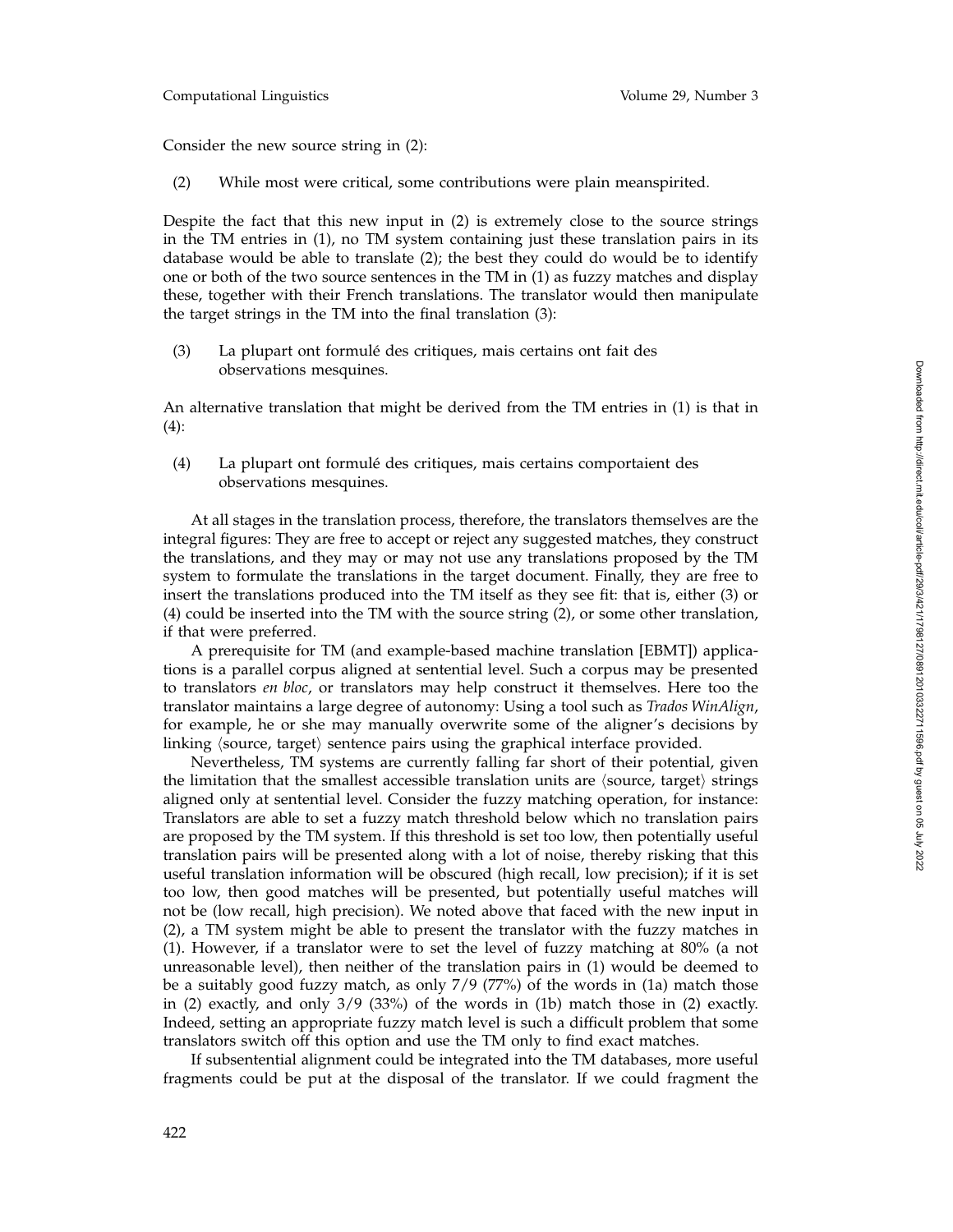Consider the new source string in (2):

(2) While most were critical, some contributions were plain meanspirited.

Despite the fact that this new input in (2) is extremely close to the source strings in the TM entries in (1), no TM system containing just these translation pairs in its database would be able to translate (2); the best they could do would be to identify one or both of the two source sentences in the TM in (1) as fuzzy matches and display these, together with their French translations. The translator would then manipulate the target strings in the TM into the final translation (3):

(3) La plupart ont formulé des critiques, mais certains ont fait des observations mesquines.

An alternative translation that might be derived from the TM entries in (1) is that in (4):

(4) La plupart ont formulé des critiques, mais certains comportaient des observations mesquines.

At all stages in the translation process, therefore, the translators themselves are the integral figures: They are free to accept or reject any suggested matches, they construct the translations, and they may or may not use any translations proposed by the TM system to formulate the translations in the target document. Finally, they are free to insert the translations produced into the TM itself as they see fit: that is, either (3) or (4) could be inserted into the TM with the source string (2), or some other translation, if that were preferred.

A prerequisite for TM (and example-based machine translation [EBMT]) applications is a parallel corpus aligned at sentential level. Such a corpus may be presented to translators *en bloc*, or translators may help construct it themselves. Here too the translator maintains a large degree of autonomy: Using a tool such as *Trados WinAlign*, for example, he or she may manually overwrite some of the aligner's decisions by linking ⟨source, target⟩ sentence pairs using the graphical interface provided.

Nevertheless, TM systems are currently falling far short of their potential, given the limitation that the smallest accessible translation units are ⟨source, target⟩ strings aligned only at sentential level. Consider the fuzzy matching operation, for instance: Translators are able to set a fuzzy match threshold below which no translation pairs are proposed by the TM system. If this threshold is set too low, then potentially useful translation pairs will be presented along with a lot of noise, thereby risking that this useful translation information will be obscured (high recall, low precision); if it is set too low, then good matches will be presented, but potentially useful matches will not be (low recall, high precision). We noted above that faced with the new input in (2), a TM system might be able to present the translator with the fuzzy matches in (1). However, if a translator were to set the level of fuzzy matching at 80% (a not unreasonable level), then neither of the translation pairs in (1) would be deemed to be a suitably good fuzzy match, as only 7/9 (77%) of the words in (1a) match those in (2) exactly, and only 3/9 (33%) of the words in (1b) match those in (2) exactly. Indeed, setting an appropriate fuzzy match level is such a difficult problem that some translators switch off this option and use the TM only to find exact matches.

If subsentential alignment could be integrated into the TM databases, more useful fragments could be put at the disposal of the translator. If we could fragment the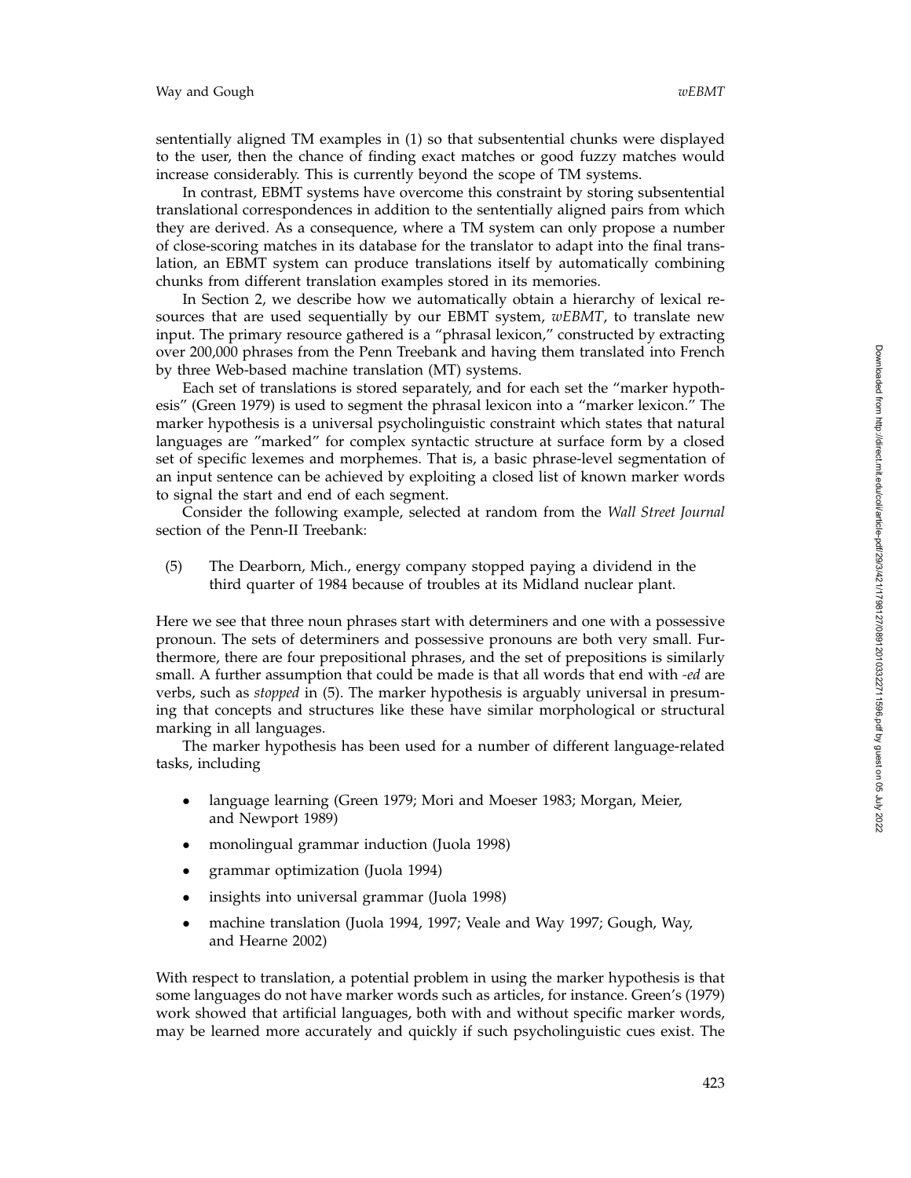sententially aligned TM examples in (1) so that subsentential chunks were displayed to the user, then the chance of finding exact matches or good fuzzy matches would increase considerably. This is currently beyond the scope of TM systems.

In contrast, EBMT systems have overcome this constraint by storing subsentential translational correspondences in addition to the sententially aligned pairs from which they are derived. As a consequence, where a TM system can only propose a number of close-scoring matches in its database for the translator to adapt into the final translation, an EBMT system can produce translations itself by automatically combining chunks from different translation examples stored in its memories.

In Section 2, we describe how we automatically obtain a hierarchy of lexical resources that are used sequentially by our EBMT system, *wEBMT*, to translate new input. The primary resource gathered is a "phrasal lexicon," constructed by extracting over 200,000 phrases from the Penn Treebank and having them translated into French by three Web-based machine translation (MT) systems.

Each set of translations is stored separately, and for each set the "marker hypothesis" (Green 1979) is used to segment the phrasal lexicon into a "marker lexicon." The marker hypothesis is a universal psycholinguistic constraint which states that natural languages are "marked" for complex syntactic structure at surface form by a closed set of specific lexemes and morphemes. That is, a basic phrase-level segmentation of an input sentence can be achieved by exploiting a closed list of known marker words to signal the start and end of each segment.

Consider the following example, selected at random from the *Wall Street Journal* section of the Penn-II Treebank:

(5) The Dearborn, Mich., energy company stopped paying a dividend in the third quarter of 1984 because of troubles at its Midland nuclear plant.

Here we see that three noun phrases start with determiners and one with a possessive pronoun. The sets of determiners and possessive pronouns are both very small. Furthermore, there are four prepositional phrases, and the set of prepositions is similarly small. A further assumption that could be made is that all words that end with *-ed* are verbs, such as *stopped* in (5). The marker hypothesis is arguably universal in presuming that concepts and structures like these have similar morphological or structural marking in all languages.

The marker hypothesis has been used for a number of different language-related tasks, including

- language learning (Green 1979; Mori and Moeser 1983; Morgan, Meier, and Newport 1989)
- monolingual grammar induction (Juola 1998)
- grammar optimization (Juola 1994)
- insights into universal grammar (Juola 1998)
- machine translation (Juola 1994, 1997; Veale and Way 1997; Gough, Way, and Hearne 2002)

With respect to translation, a potential problem in using the marker hypothesis is that some languages do not have marker words such as articles, for instance. Green's (1979) work showed that artificial languages, both with and without specific marker words, may be learned more accurately and quickly if such psycholinguistic cues exist. The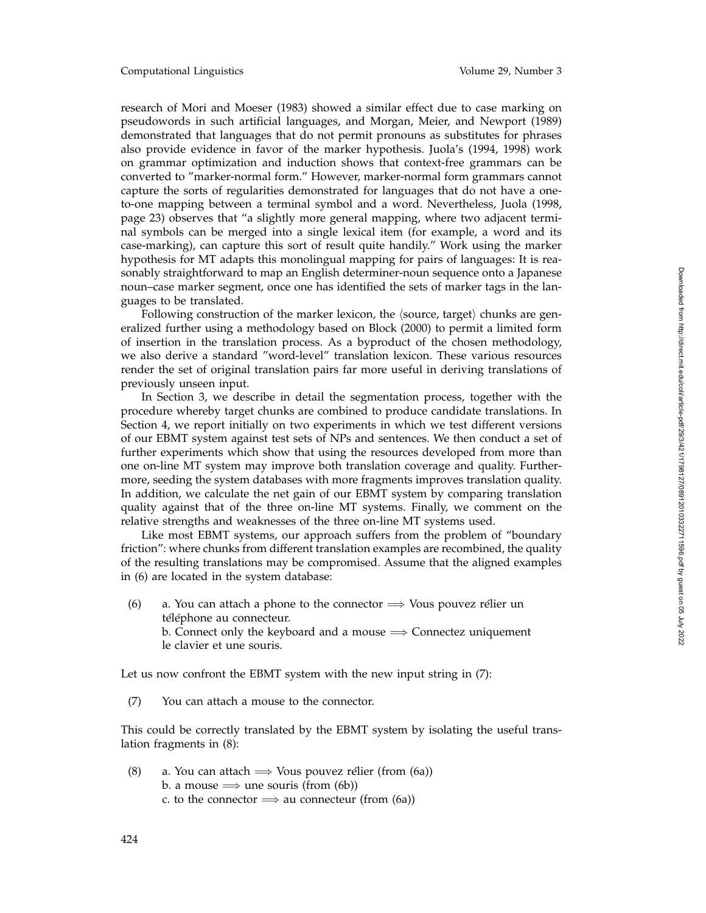research of Mori and Moeser (1983) showed a similar effect due to case marking on pseudowords in such artificial languages, and Morgan, Meier, and Newport (1989) demonstrated that languages that do not permit pronouns as substitutes for phrases also provide evidence in favor of the marker hypothesis. Juola's (1994, 1998) work on grammar optimization and induction shows that context-free grammars can be converted to "marker-normal form." However, marker-normal form grammars cannot capture the sorts of regularities demonstrated for languages that do not have a one-to-one mapping between a terminal symbol and a word. Nevertheless, Juola (1998, page 23) observes that "a slightly more general mapping, where two adjacent terminal symbols can be merged into a single lexical item (for example, a word and its case-marking), can capture this sort of result quite handily." Work using the marker hypothesis for MT adapts this monolingual mapping for pairs of languages: It is reasonably straightforward to map an English determiner-noun sequence onto a Japanese noun–case marker segment, once one has identified the sets of marker tags in the languages to be translated.

Following construction of the marker lexicon, the ⟨source, target⟩ chunks are generalized further using a methodology based on Block (2000) to permit a limited form of insertion in the translation process. As a byproduct of the chosen methodology, we also derive a standard "word-level" translation lexicon. These various resources render the set of original translation pairs far more useful in deriving translations of previously unseen input.

In Section 3, we describe in detail the segmentation process, together with the procedure whereby target chunks are combined to produce candidate translations. In Section 4, we report initially on two experiments in which we test different versions of our EBMT system against test sets of NPs and sentences. We then conduct a set of further experiments which show that using the resources developed from more than one on-line MT system may improve both translation coverage and quality. Furthermore, seeding the system databases with more fragments improves translation quality. In addition, we calculate the net gain of our EBMT system by comparing translation quality against that of the three on-line MT systems. Finally, we comment on the relative strengths and weaknesses of the three on-line MT systems used.

Like most EBMT systems, our approach suffers from the problem of "boundary friction": where chunks from different translation examples are recombined, the quality of the resulting translations may be compromised. Assume that the aligned examples in (6) are located in the system database:

(6) a. You can attach a phone to the connector ⟹ Vous pouvez rélier un téléphone au connecteur.
b. Connect only the keyboard and a mouse ⟹ Connectez uniquement le clavier et une souris.

Let us now confront the EBMT system with the new input string in (7):

(7) You can attach a mouse to the connector.

This could be correctly translated by the EBMT system by isolating the useful translation fragments in (8):

(8) a. You can attach ⟹ Vous pouvez rélier (from (6a))
b. a mouse ⟹ une souris (from (6b))
c. to the connector ⟹ au connecteur (from (6a))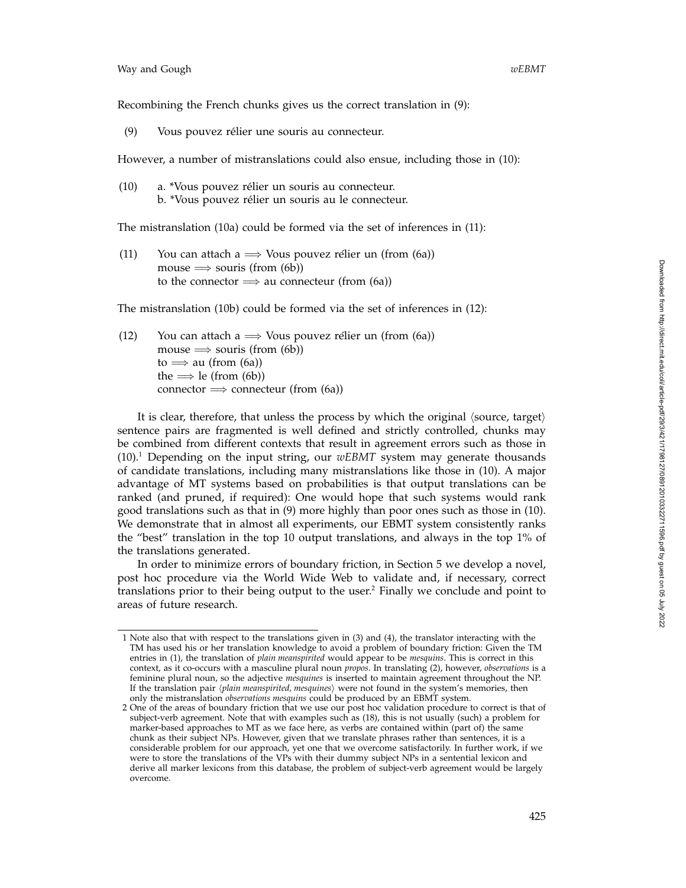Recombining the French chunks gives us the correct translation in (9):

(9) Vous pouvez rélier une souris au connecteur.

However, a number of mistranslations could also ensue, including those in (10):

(10) a. *Vous pouvez rélier un souris au connecteur.
 b. *Vous pouvez rélier un souris au le connecteur.

The mistranslation (10a) could be formed via the set of inferences in (11):

(11) You can attach a $\Longrightarrow$ Vous pouvez rélier un (from (6a))
 mouse $\Longrightarrow$ souris (from (6b))
 to the connector $\Longrightarrow$ au connecteur (from (6a))

The mistranslation (10b) could be formed via the set of inferences in (12):

(12) You can attach a $\Longrightarrow$ Vous pouvez rélier un (from (6a))
 mouse $\Longrightarrow$ souris (from (6b))
 to $\Longrightarrow$ au (from (6a))
 the $\Longrightarrow$ le (from (6b))
 connector $\Longrightarrow$ connecteur (from (6a))

It is clear, therefore, that unless the process by which the original ⟨source, target⟩ sentence pairs are fragmented is well defined and strictly controlled, chunks may be combined from different contexts that result in agreement errors such as those in (10).[1] Depending on the input string, our *wEBMT* system may generate thousands of candidate translations, including many mistranslations like those in (10). A major advantage of MT systems based on probabilities is that output translations can be ranked (and pruned, if required): One would hope that such systems would rank good translations such as that in (9) more highly than poor ones such as those in (10). We demonstrate that in almost all experiments, our EBMT system consistently ranks the "best" translation in the top 10 output translations, and always in the top 1% of the translations generated.

In order to minimize errors of boundary friction, in Section 5 we develop a novel, post hoc procedure via the World Wide Web to validate and, if necessary, correct translations prior to their being output to the user.[2] Finally we conclude and point to areas of future research.

---

1 Note also that with respect to the translations given in (3) and (4), the translator interacting with the TM has used his or her translation knowledge to avoid a problem of boundary friction: Given the TM entries in (1), the translation of *plain meanspirited* would appear to be *mesquins*. This is correct in this context, as it co-occurs with a masculine plural noun *propos*. In translating (2), however, *observations* is a feminine plural noun, so the adjective *mesquines* is inserted to maintain agreement throughout the NP. If the translation pair ⟨*plain meanspirited, mesquines*⟩ were not found in the system's memories, then only the mistranslation *observations mesquins* could be produced by an EBMT system.

2 One of the areas of boundary friction that we use our post hoc validation procedure to correct is that of subject-verb agreement. Note that with examples such as (18), this is not usually (such) a problem for marker-based approaches to MT as we face here, as verbs are contained within (part of) the same chunk as their subject NPs. However, given that we translate phrases rather than sentences, it is a considerable problem for our approach, yet one that we overcome satisfactorily. In further work, if we were to store the translations of the VPs with their dummy subject NPs in a sentential lexicon and derive all marker lexicons from this database, the problem of subject-verb agreement would be largely overcome.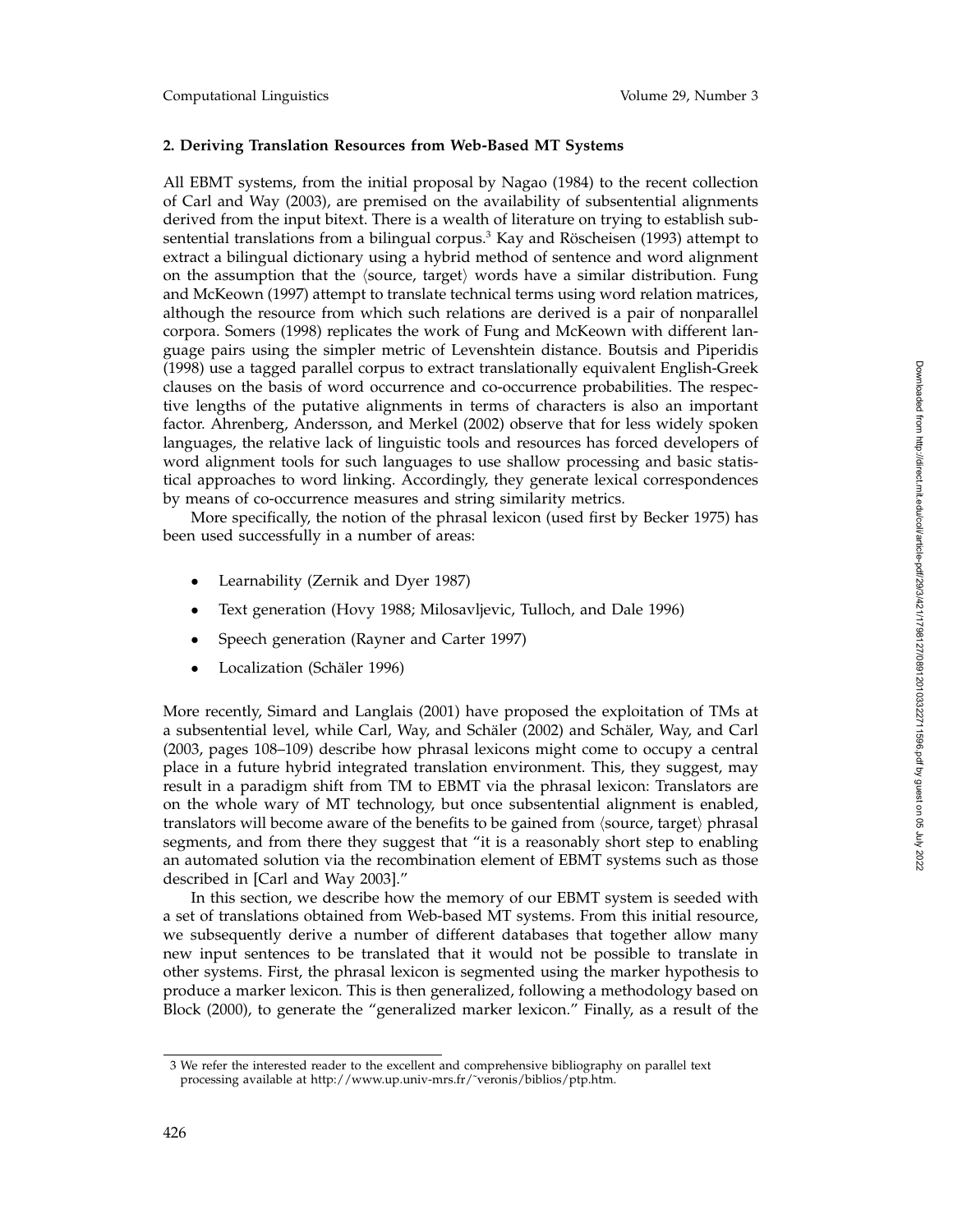## 2. Deriving Translation Resources from Web-Based MT Systems

All EBMT systems, from the initial proposal by Nagao (1984) to the recent collection of Carl and Way (2003), are premised on the availability of subsentential alignments derived from the input bitext. There is a wealth of literature on trying to establish subsentential translations from a bilingual corpus.[3] Kay and Röscheisen (1993) attempt to extract a bilingual dictionary using a hybrid method of sentence and word alignment on the assumption that the ⟨source, target⟩ words have a similar distribution. Fung and McKeown (1997) attempt to translate technical terms using word relation matrices, although the resource from which such relations are derived is a pair of nonparallel corpora. Somers (1998) replicates the work of Fung and McKeown with different language pairs using the simpler metric of Levenshtein distance. Boutsis and Piperidis (1998) use a tagged parallel corpus to extract translationally equivalent English-Greek clauses on the basis of word occurrence and co-occurrence probabilities. The respective lengths of the putative alignments in terms of characters is also an important factor. Ahrenberg, Andersson, and Merkel (2002) observe that for less widely spoken languages, the relative lack of linguistic tools and resources has forced developers of word alignment tools for such languages to use shallow processing and basic statistical approaches to word linking. Accordingly, they generate lexical correspondences by means of co-occurrence measures and string similarity metrics.

More specifically, the notion of the phrasal lexicon (used first by Becker 1975) has been used successfully in a number of areas:

- Learnability (Zernik and Dyer 1987)
- Text generation (Hovy 1988; Milosavljevic, Tulloch, and Dale 1996)
- Speech generation (Rayner and Carter 1997)
- Localization (Schäler 1996)

More recently, Simard and Langlais (2001) have proposed the exploitation of TMs at a subsentential level, while Carl, Way, and Schäler (2002) and Schäler, Way, and Carl (2003, pages 108–109) describe how phrasal lexicons might come to occupy a central place in a future hybrid integrated translation environment. This, they suggest, may result in a paradigm shift from TM to EBMT via the phrasal lexicon: Translators are on the whole wary of MT technology, but once subsentential alignment is enabled, translators will become aware of the benefits to be gained from ⟨source, target⟩ phrasal segments, and from there they suggest that "it is a reasonably short step to enabling an automated solution via the recombination element of EBMT systems such as those described in [Carl and Way 2003]."

In this section, we describe how the memory of our EBMT system is seeded with a set of translations obtained from Web-based MT systems. From this initial resource, we subsequently derive a number of different databases that together allow many new input sentences to be translated that it would not be possible to translate in other systems. First, the phrasal lexicon is segmented using the marker hypothesis to produce a marker lexicon. This is then generalized, following a methodology based on Block (2000), to generate the "generalized marker lexicon." Finally, as a result of the

---

3 We refer the interested reader to the excellent and comprehensive bibliography on parallel text processing available at http://www.up.univ-mrs.fr/~veronis/biblios/ptp.htm.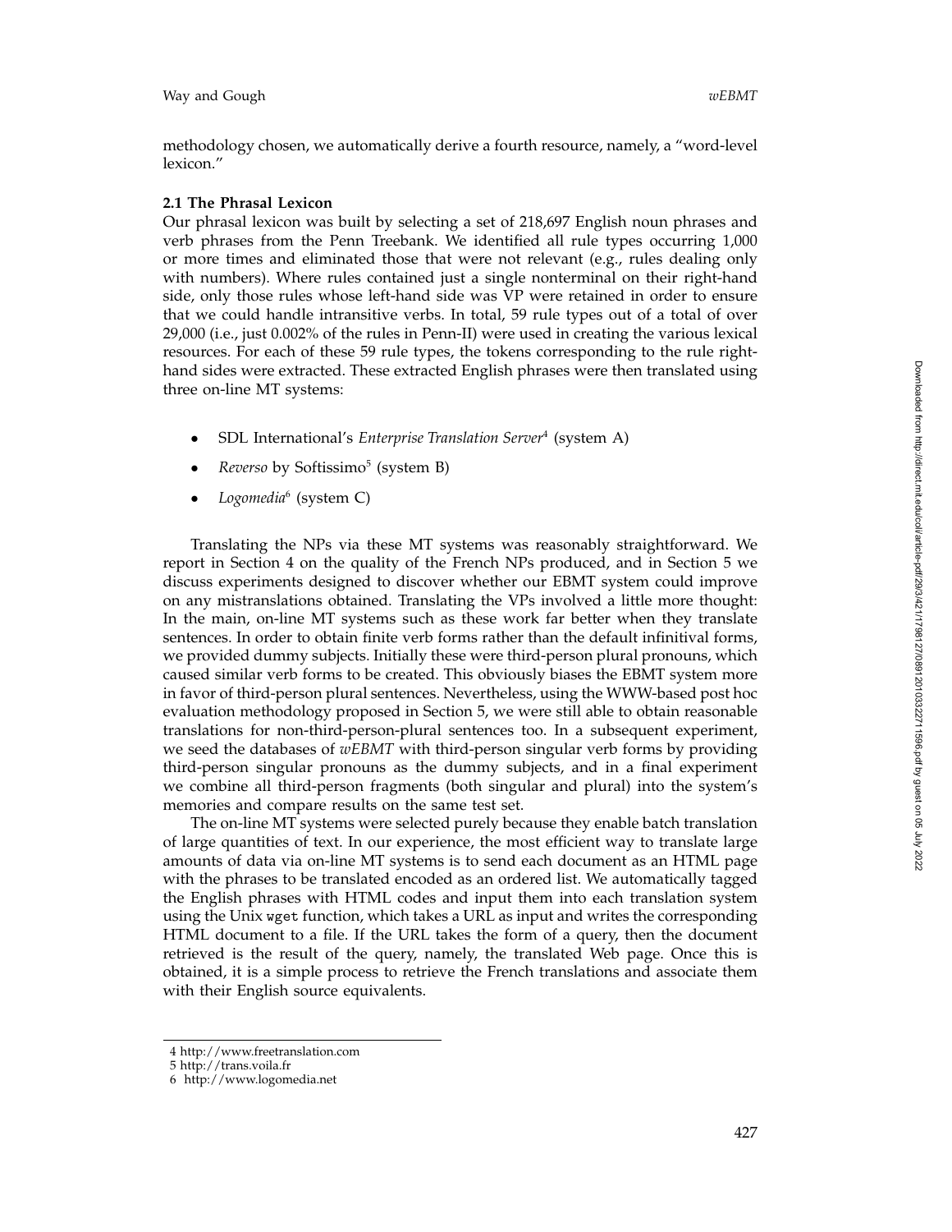methodology chosen, we automatically derive a fourth resource, namely, a "word-level lexicon."

### 2.1 The Phrasal Lexicon

Our phrasal lexicon was built by selecting a set of 218,697 English noun phrases and verb phrases from the Penn Treebank. We identified all rule types occurring 1,000 or more times and eliminated those that were not relevant (e.g., rules dealing only with numbers). Where rules contained just a single nonterminal on their right-hand side, only those rules whose left-hand side was VP were retained in order to ensure that we could handle intransitive verbs. In total, 59 rule types out of a total of over 29,000 (i.e., just 0.002% of the rules in Penn-II) were used in creating the various lexical resources. For each of these 59 rule types, the tokens corresponding to the rule right-hand sides were extracted. These extracted English phrases were then translated using three on-line MT systems:

- SDL International's *Enterprise Translation Server*[4] (system A)
- *Reverso* by Softissimo[5] (system B)
- *Logomedia*[6] (system C)

Translating the NPs via these MT systems was reasonably straightforward. We report in Section 4 on the quality of the French NPs produced, and in Section 5 we discuss experiments designed to discover whether our EBMT system could improve on any mistranslations obtained. Translating the VPs involved a little more thought: In the main, on-line MT systems such as these work far better when they translate sentences. In order to obtain finite verb forms rather than the default infinitival forms, we provided dummy subjects. Initially these were third-person plural pronouns, which caused similar verb forms to be created. This obviously biases the EBMT system more in favor of third-person plural sentences. Nevertheless, using the WWW-based post hoc evaluation methodology proposed in Section 5, we were still able to obtain reasonable translations for non-third-person-plural sentences too. In a subsequent experiment, we seed the databases of *wEBMT* with third-person singular verb forms by providing third-person singular pronouns as the dummy subjects, and in a final experiment we combine all third-person fragments (both singular and plural) into the system's memories and compare results on the same test set.

The on-line MT systems were selected purely because they enable batch translation of large quantities of text. In our experience, the most efficient way to translate large amounts of data via on-line MT systems is to send each document as an HTML page with the phrases to be translated encoded as an ordered list. We automatically tagged the English phrases with HTML codes and input them into each translation system using the Unix `wget` function, which takes a URL as input and writes the corresponding HTML document to a file. If the URL takes the form of a query, then the document retrieved is the result of the query, namely, the translated Web page. Once this is obtained, it is a simple process to retrieve the French translations and associate them with their English source equivalents.

---

4 http://www.freetranslation.com
5 http://trans.voila.fr
6 http://www.logomedia.net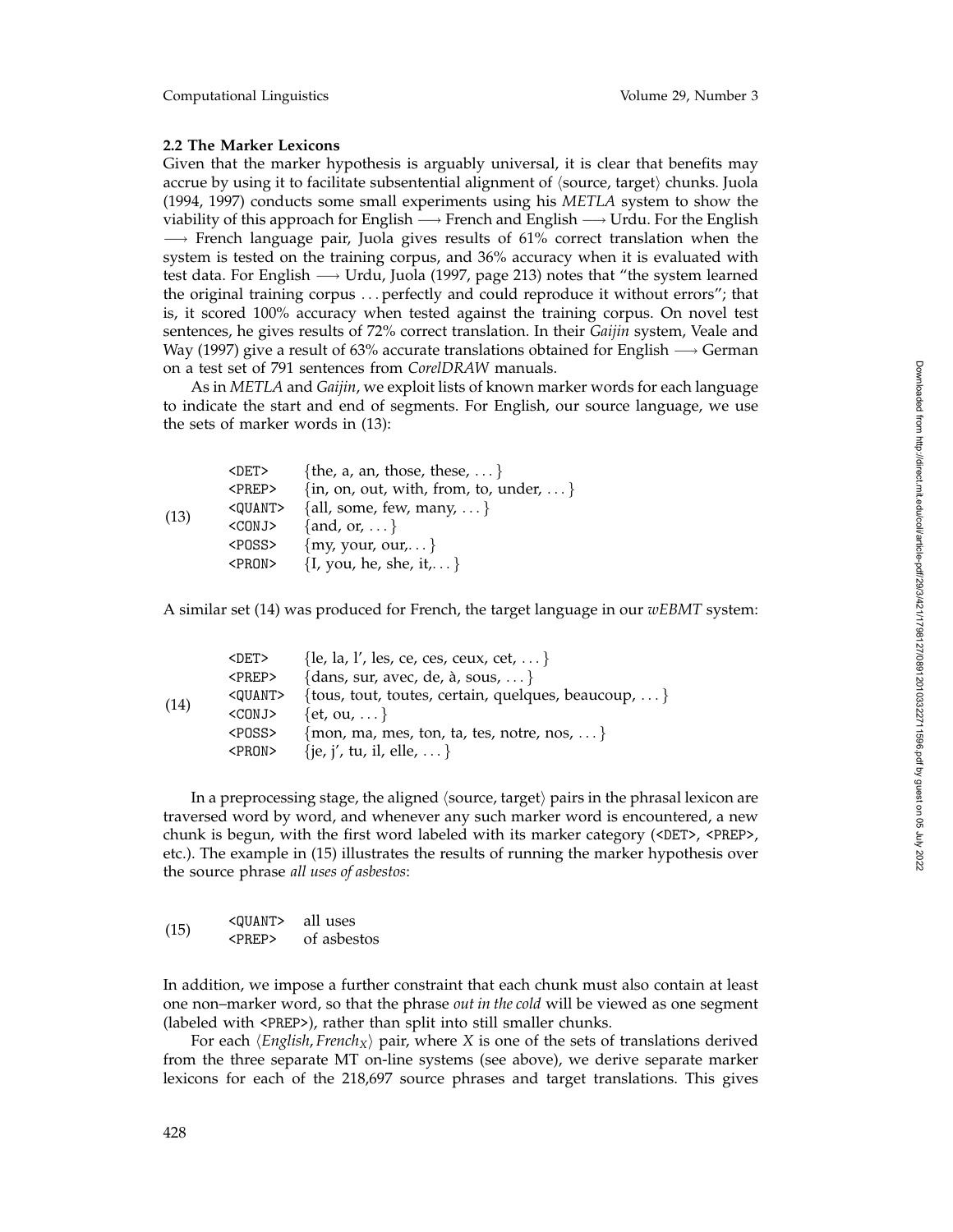### 2.2 The Marker Lexicons

Given that the marker hypothesis is arguably universal, it is clear that benefits may accrue by using it to facilitate subsentential alignment of ⟨source, target⟩ chunks. Juola (1994, 1997) conducts some small experiments using his *METLA* system to show the viability of this approach for English ⟶ French and English ⟶ Urdu. For the English ⟶ French language pair, Juola gives results of 61% correct translation when the system is tested on the training corpus, and 36% accuracy when it is evaluated with test data. For English ⟶ Urdu, Juola (1997, page 213) notes that "the system learned the original training corpus ... perfectly and could reproduce it without errors"; that is, it scored 100% accuracy when tested against the training corpus. On novel test sentences, he gives results of 72% correct translation. In their *Gaijin* system, Veale and Way (1997) give a result of 63% accurate translations obtained for English ⟶ German on a test set of 791 sentences from *CorelDRAW* manuals.

As in *METLA* and *Gaijin*, we exploit lists of known marker words for each language to indicate the start and end of segments. For English, our source language, we use the sets of marker words in (13):

(13)

| | |
|---|---|
| `<DET>` | {the, a, an, those, these, ...} |
| `<PREP>` | {in, on, out, with, from, to, under, ...} |
| `<QUANT>` | {all, some, few, many, ...} |
| `<CONJ>` | {and, or, ...} |
| `<POSS>` | {my, your, our,...} |
| `<PRON>` | {I, you, he, she, it,...} |

A similar set (14) was produced for French, the target language in our *wEBMT* system:

(14)

| | |
|---|---|
| `<DET>` | {le, la, l', les, ce, ces, ceux, cet, ...} |
| `<PREP>` | {dans, sur, avec, de, à, sous, ...} |
| `<QUANT>` | {tous, tout, toutes, certain, quelques, beaucoup, ...} |
| `<CONJ>` | {et, ou, ...} |
| `<POSS>` | {mon, ma, mes, ton, ta, tes, notre, nos, ...} |
| `<PRON>` | {je, j', tu, il, elle, ...} |

In a preprocessing stage, the aligned ⟨source, target⟩ pairs in the phrasal lexicon are traversed word by word, and whenever any such marker word is encountered, a new chunk is begun, with the first word labeled with its marker category (`<DET>`, `<PREP>`, etc.). The example in (15) illustrates the results of running the marker hypothesis over the source phrase *all uses of asbestos*:

(15)

| | |
|---|---|
| `<QUANT>` | all uses |
| `<PREP>` | of asbestos |

In addition, we impose a further constraint that each chunk must also contain at least one non–marker word, so that the phrase *out in the cold* will be viewed as one segment (labeled with `<PREP>`), rather than split into still smaller chunks.

For each ⟨*English*, $French_X$⟩ pair, where *X* is one of the sets of translations derived from the three separate MT on-line systems (see above), we derive separate marker lexicons for each of the 218,697 source phrases and target translations. This gives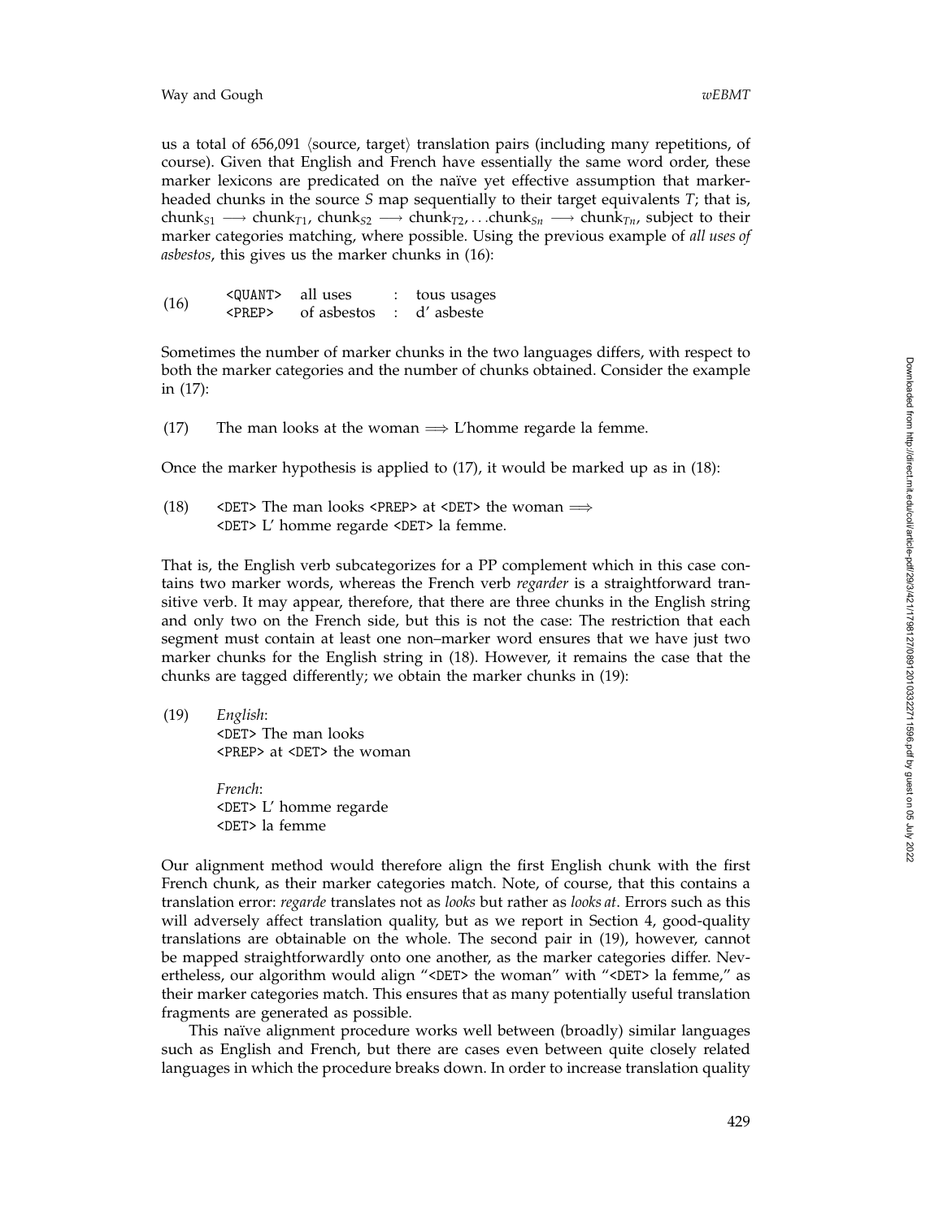us a total of 656,091 ⟨source, target⟩ translation pairs (including many repetitions, of course). Given that English and French have essentially the same word order, these marker lexicons are predicated on the naïve yet effective assumption that marker-headed chunks in the source *S* map sequentially to their target equivalents *T*; that is, $\text{chunk}_{S1} \longrightarrow \text{chunk}_{T1}$, $\text{chunk}_{S2} \longrightarrow \text{chunk}_{T2}, \ldots \text{chunk}_{Sn} \longrightarrow \text{chunk}_{Tn}$, subject to their marker categories matching, where possible. Using the previous example of *all uses of asbestos*, this gives us the marker chunks in (16):

(16)
`<QUANT>` all uses : tous usages
`<PREP>` of asbestos : d' asbeste

Sometimes the number of marker chunks in the two languages differs, with respect to both the marker categories and the number of chunks obtained. Consider the example in (17):

(17) The man looks at the woman $\Longrightarrow$ L'homme regarde la femme.

Once the marker hypothesis is applied to (17), it would be marked up as in (18):

(18) `<DET>` The man looks `<PREP>` at `<DET>` the woman $\Longrightarrow$
`<DET>` L' homme regarde `<DET>` la femme.

That is, the English verb subcategorizes for a PP complement which in this case contains two marker words, whereas the French verb *regarder* is a straightforward transitive verb. It may appear, therefore, that there are three chunks in the English string and only two on the French side, but this is not the case: The restriction that each segment must contain at least one non–marker word ensures that we have just two marker chunks for the English string in (18). However, it remains the case that the chunks are tagged differently; we obtain the marker chunks in (19):

(19) *English*:
`<DET>` The man looks
`<PREP>` at `<DET>` the woman

*French*:
`<DET>` L' homme regarde
`<DET>` la femme

Our alignment method would therefore align the first English chunk with the first French chunk, as their marker categories match. Note, of course, that this contains a translation error: *regarde* translates not as *looks* but rather as *looks at*. Errors such as this will adversely affect translation quality, but as we report in Section 4, good-quality translations are obtainable on the whole. The second pair in (19), however, cannot be mapped straightforwardly onto one another, as the marker categories differ. Nevertheless, our algorithm would align "`<DET>` the woman" with "`<DET>` la femme," as their marker categories match. This ensures that as many potentially useful translation fragments are generated as possible.

This naïve alignment procedure works well between (broadly) similar languages such as English and French, but there are cases even between quite closely related languages in which the procedure breaks down. In order to increase translation quality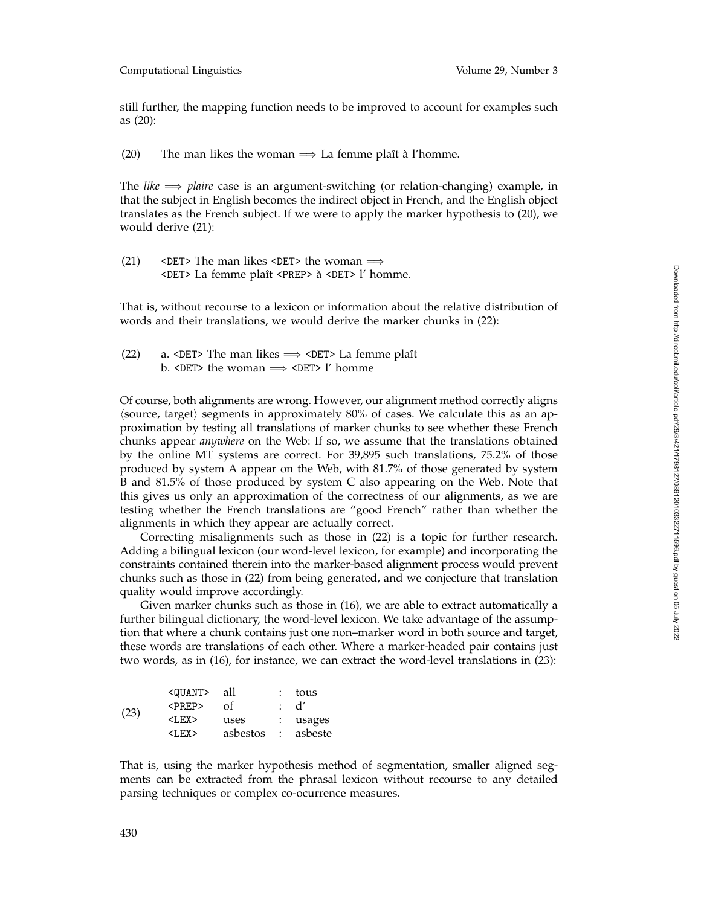still further, the mapping function needs to be improved to account for examples such as (20):

(20) The man likes the woman $\Longrightarrow$ La femme plaît à l'homme.

The *like* $\Longrightarrow$ *plaire* case is an argument-switching (or relation-changing) example, in that the subject in English becomes the indirect object in French, and the English object translates as the French subject. If we were to apply the marker hypothesis to (20), we would derive (21):

(21) `<DET>` The man likes `<DET>` the woman $\Longrightarrow$
`<DET>` La femme plaît `<PREP>` à `<DET>` l' homme.

That is, without recourse to a lexicon or information about the relative distribution of words and their translations, we would derive the marker chunks in (22):

(22) a. `<DET>` The man likes $\Longrightarrow$ `<DET>` La femme plaît
b. `<DET>` the woman $\Longrightarrow$ `<DET>` l' homme

Of course, both alignments are wrong. However, our alignment method correctly aligns ⟨source, target⟩ segments in approximately 80% of cases. We calculate this as an approximation by testing all translations of marker chunks to see whether these French chunks appear *anywhere* on the Web: If so, we assume that the translations obtained by the online MT systems are correct. For 39,895 such translations, 75.2% of those produced by system A appear on the Web, with 81.7% of those generated by system B and 81.5% of those produced by system C also appearing on the Web. Note that this gives us only an approximation of the correctness of our alignments, as we are testing whether the French translations are "good French" rather than whether the alignments in which they appear are actually correct.

Correcting misalignments such as those in (22) is a topic for further research. Adding a bilingual lexicon (our word-level lexicon, for example) and incorporating the constraints contained therein into the marker-based alignment process would prevent chunks such as those in (22) from being generated, and we conjecture that translation quality would improve accordingly.

Given marker chunks such as those in (16), we are able to extract automatically a further bilingual dictionary, the word-level lexicon. We take advantage of the assumption that where a chunk contains just one non–marker word in both source and target, these words are translations of each other. Where a marker-headed pair contains just two words, as in (16), for instance, we can extract the word-level translations in (23):

(23)

| | | | |
|---|---|---|---|
| `<QUANT>` | all | : | tous |
| `<PREP>` | of | : | d' |
| `<LEX>` | uses | : | usages |
| `<LEX>` | asbestos | : | asbeste |

That is, using the marker hypothesis method of segmentation, smaller aligned segments can be extracted from the phrasal lexicon without recourse to any detailed parsing techniques or complex co-ocurrence measures.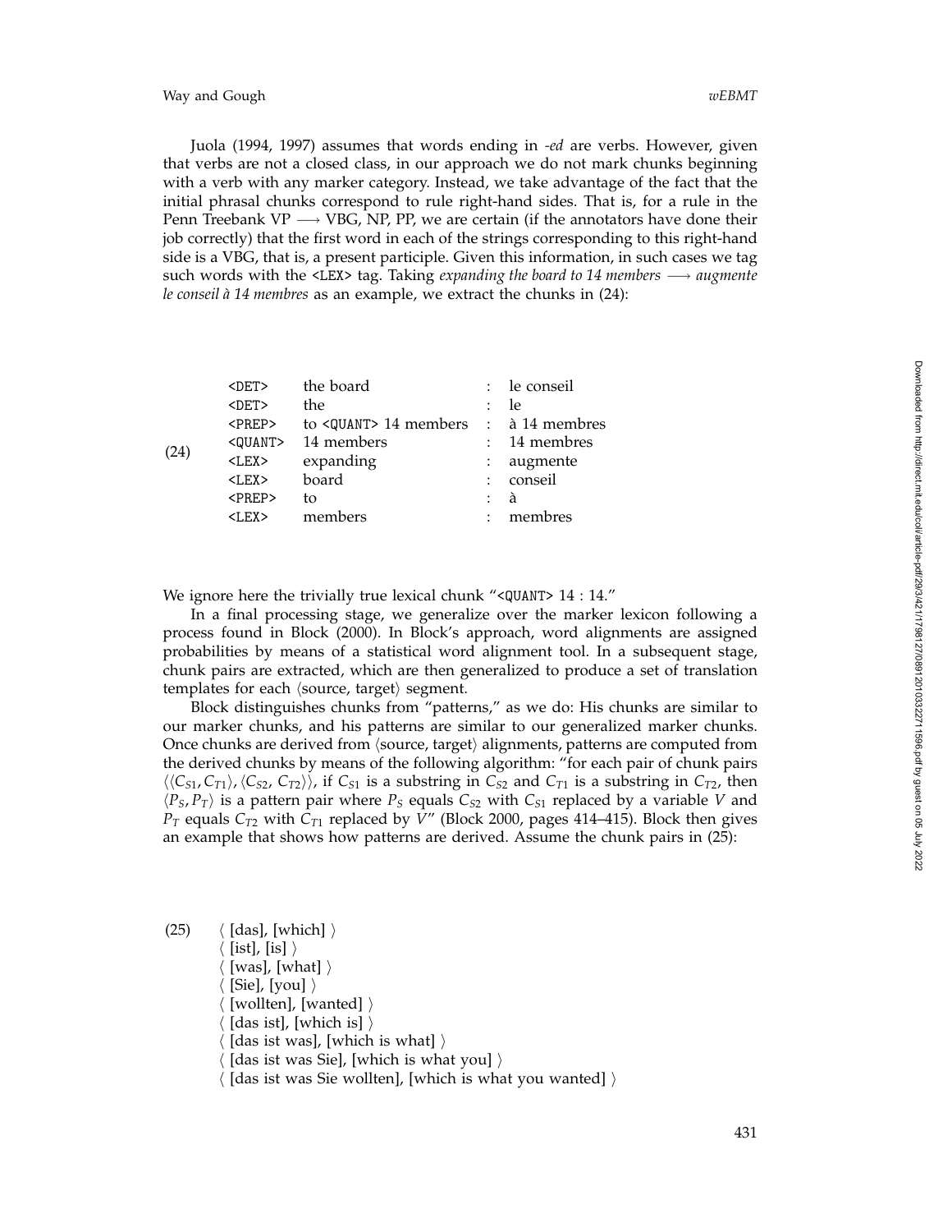Juola (1994, 1997) assumes that words ending in *-ed* are verbs. However, given that verbs are not a closed class, in our approach we do not mark chunks beginning with a verb with any marker category. Instead, we take advantage of the fact that the initial phrasal chunks correspond to rule right-hand sides. That is, for a rule in the Penn Treebank VP ⟶ VBG, NP, PP, we are certain (if the annotators have done their job correctly) that the first word in each of the strings corresponding to this right-hand side is a VBG, that is, a present participle. Given this information, in such cases we tag such words with the `<LEX>` tag. Taking *expanding the board to 14 members ⟶ augmente le conseil à 14 membres* as an example, we extract the chunks in (24):

(24)

| | | | |
|---|---|---|---|
| `<DET>` | the board | : | le conseil |
| `<DET>` | the | : | le |
| `<PREP>` | to `<QUANT>` 14 members | : | à 14 membres |
| `<QUANT>` | 14 members | : | 14 membres |
| `<LEX>` | expanding | : | augmente |
| `<LEX>` | board | : | conseil |
| `<PREP>` | to | : | à |
| `<LEX>` | members | : | membres |

We ignore here the trivially true lexical chunk "`<QUANT>` 14 : 14."

In a final processing stage, we generalize over the marker lexicon following a process found in Block (2000). In Block's approach, word alignments are assigned probabilities by means of a statistical word alignment tool. In a subsequent stage, chunk pairs are extracted, which are then generalized to produce a set of translation templates for each ⟨source, target⟩ segment.

Block distinguishes chunks from "patterns," as we do: His chunks are similar to our marker chunks, and his patterns are similar to our generalized marker chunks. Once chunks are derived from ⟨source, target⟩ alignments, patterns are computed from the derived chunks by means of the following algorithm: "for each pair of chunk pairs $\langle\langle C_{S1}, C_{T1}\rangle, \langle C_{S2}, C_{T2}\rangle\rangle$, if $C_{S1}$ is a substring in $C_{S2}$ and $C_{T1}$ is a substring in $C_{T2}$, then $\langle P_S, P_T\rangle$ is a pattern pair where $P_S$ equals $C_{S2}$ with $C_{S1}$ replaced by a variable $V$ and $P_T$ equals $C_{T2}$ with $C_{T1}$ replaced by $V$" (Block 2000, pages 414–415). Block then gives an example that shows how patterns are derived. Assume the chunk pairs in (25):

(25)
⟨ [das], [which] ⟩
⟨ [ist], [is] ⟩
⟨ [was], [what] ⟩
⟨ [Sie], [you] ⟩
⟨ [wollten], [wanted] ⟩
⟨ [das ist], [which is] ⟩
⟨ [das ist was], [which is what] ⟩
⟨ [das ist was Sie], [which is what you] ⟩
⟨ [das ist was Sie wollten], [which is what you wanted] ⟩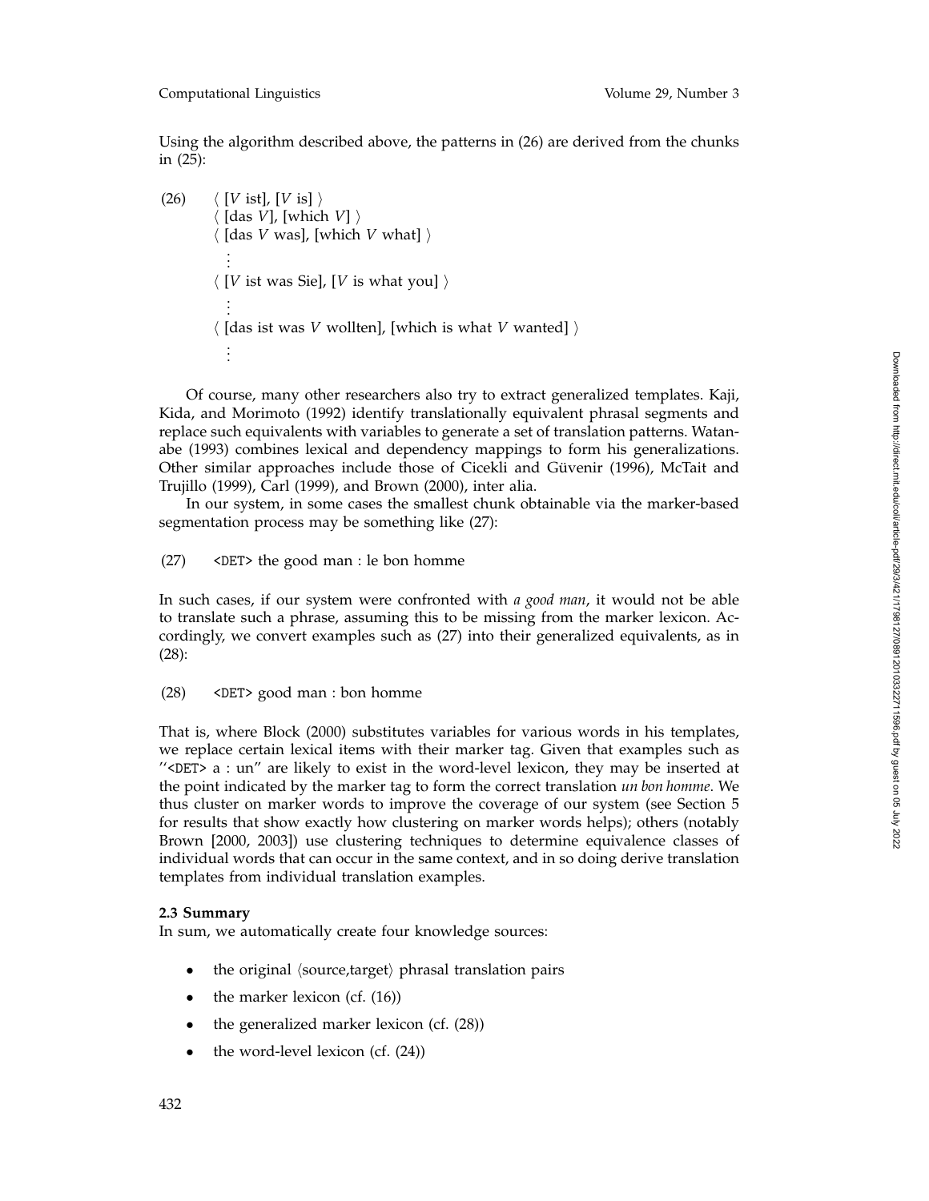Using the algorithm described above, the patterns in (26) are derived from the chunks in (25):

(26) ⟨ [*V* ist], [*V* is] ⟩
⟨ [das *V*], [which *V*] ⟩
⟨ [das *V* was], [which *V* what] ⟩
⋮
⟨ [*V* ist was Sie], [*V* is what you] ⟩
⋮
⟨ [das ist was *V* wollten], [which is what *V* wanted] ⟩
⋮

Of course, many other researchers also try to extract generalized templates. Kaji, Kida, and Morimoto (1992) identify translationally equivalent phrasal segments and replace such equivalents with variables to generate a set of translation patterns. Watanabe (1993) combines lexical and dependency mappings to form his generalizations. Other similar approaches include those of Cicekli and Güvenir (1996), McTait and Trujillo (1999), Carl (1999), and Brown (2000), inter alia.

In our system, in some cases the smallest chunk obtainable via the marker-based segmentation process may be something like (27):

(27) `<DET>` the good man : le bon homme

In such cases, if our system were confronted with *a good man*, it would not be able to translate such a phrase, assuming this to be missing from the marker lexicon. Accordingly, we convert examples such as (27) into their generalized equivalents, as in (28):

(28) `<DET>` good man : bon homme

That is, where Block (2000) substitutes variables for various words in his templates, we replace certain lexical items with their marker tag. Given that examples such as "`<DET>` a : un" are likely to exist in the word-level lexicon, they may be inserted at the point indicated by the marker tag to form the correct translation *un bon homme*. We thus cluster on marker words to improve the coverage of our system (see Section 5 for results that show exactly how clustering on marker words helps); others (notably Brown [2000, 2003]) use clustering techniques to determine equivalence classes of individual words that can occur in the same context, and in so doing derive translation templates from individual translation examples.

### 2.3 Summary

In sum, we automatically create four knowledge sources:

- the original ⟨source,target⟩ phrasal translation pairs
- the marker lexicon (cf. (16))
- the generalized marker lexicon (cf. (28))
- the word-level lexicon (cf. (24))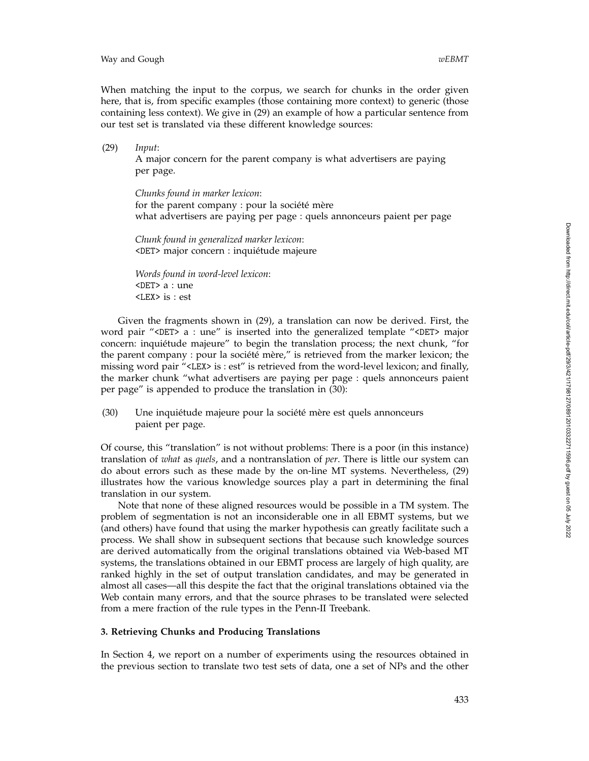When matching the input to the corpus, we search for chunks in the order given here, that is, from specific examples (those containing more context) to generic (those containing less context). We give in (29) an example of how a particular sentence from our test set is translated via these different knowledge sources:

(29) *Input*:
A major concern for the parent company is what advertisers are paying per page.

*Chunks found in marker lexicon*:
for the parent company : pour la société mère
what advertisers are paying per page : quels annonceurs paient per page

*Chunk found in generalized marker lexicon*:
<DET> major concern : inquiétude majeure

*Words found in word-level lexicon*:
<DET> a : une
<LEX> is : est

Given the fragments shown in (29), a translation can now be derived. First, the word pair "<DET> a : une" is inserted into the generalized template "<DET> major concern: inquiétude majeure" to begin the translation process; the next chunk, "for the parent company : pour la société mère," is retrieved from the marker lexicon; the missing word pair "<LEX> is : est" is retrieved from the word-level lexicon; and finally, the marker chunk "what advertisers are paying per page : quels annonceurs paient per page" is appended to produce the translation in (30):

(30) Une inquiétude majeure pour la société mère est quels annonceurs paient per page.

Of course, this "translation" is not without problems: There is a poor (in this instance) translation of *what* as *quels*, and a nontranslation of *per*. There is little our system can do about errors such as these made by the on-line MT systems. Nevertheless, (29) illustrates how the various knowledge sources play a part in determining the final translation in our system.

Note that none of these aligned resources would be possible in a TM system. The problem of segmentation is not an inconsiderable one in all EBMT systems, but we (and others) have found that using the marker hypothesis can greatly facilitate such a process. We shall show in subsequent sections that because such knowledge sources are derived automatically from the original translations obtained via Web-based MT systems, the translations obtained in our EBMT process are largely of high quality, are ranked highly in the set of output translation candidates, and may be generated in almost all cases—all this despite the fact that the original translations obtained via the Web contain many errors, and that the source phrases to be translated were selected from a mere fraction of the rule types in the Penn-II Treebank.

### 3. Retrieving Chunks and Producing Translations

In Section 4, we report on a number of experiments using the resources obtained in the previous section to translate two test sets of data, one a set of NPs and the other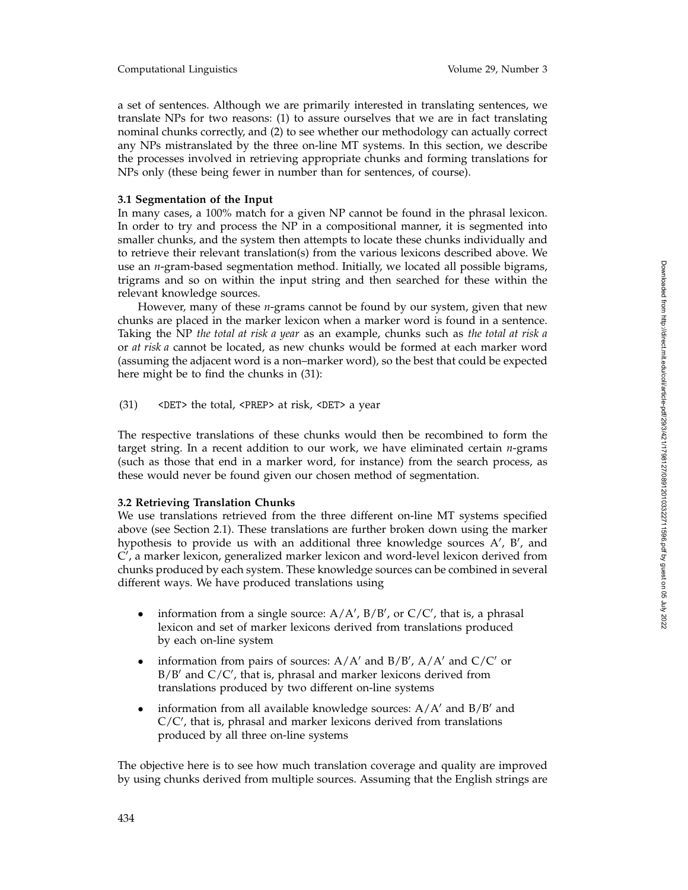a set of sentences. Although we are primarily interested in translating sentences, we translate NPs for two reasons: (1) to assure ourselves that we are in fact translating nominal chunks correctly, and (2) to see whether our methodology can actually correct any NPs mistranslated by the three on-line MT systems. In this section, we describe the processes involved in retrieving appropriate chunks and forming translations for NPs only (these being fewer in number than for sentences, of course).

### 3.1 Segmentation of the Input

In many cases, a 100% match for a given NP cannot be found in the phrasal lexicon. In order to try and process the NP in a compositional manner, it is segmented into smaller chunks, and the system then attempts to locate these chunks individually and to retrieve their relevant translation(s) from the various lexicons described above. We use an *n*-gram-based segmentation method. Initially, we located all possible bigrams, trigrams and so on within the input string and then searched for these within the relevant knowledge sources.

However, many of these *n*-grams cannot be found by our system, given that new chunks are placed in the marker lexicon when a marker word is found in a sentence. Taking the NP *the total at risk a year* as an example, chunks such as *the total at risk a* or *at risk a* cannot be located, as new chunks would be formed at each marker word (assuming the adjacent word is a non–marker word), so the best that could be expected here might be to find the chunks in (31):

(31) <DET> the total, <PREP> at risk, <DET> a year

The respective translations of these chunks would then be recombined to form the target string. In a recent addition to our work, we have eliminated certain *n*-grams (such as those that end in a marker word, for instance) from the search process, as these would never be found given our chosen method of segmentation.

### 3.2 Retrieving Translation Chunks

We use translations retrieved from the three different on-line MT systems specified above (see Section 2.1). These translations are further broken down using the marker hypothesis to provide us with an additional three knowledge sources A′, B′, and C′, a marker lexicon, generalized marker lexicon and word-level lexicon derived from chunks produced by each system. These knowledge sources can be combined in several different ways. We have produced translations using

- information from a single source: A/A′, B/B′, or C/C′, that is, a phrasal lexicon and set of marker lexicons derived from translations produced by each on-line system
- information from pairs of sources: A/A′ and B/B′, A/A′ and C/C′ or B/B′ and C/C′, that is, phrasal and marker lexicons derived from translations produced by two different on-line systems
- information from all available knowledge sources: A/A′ and B/B′ and C/C′, that is, phrasal and marker lexicons derived from translations produced by all three on-line systems

The objective here is to see how much translation coverage and quality are improved by using chunks derived from multiple sources. Assuming that the English strings are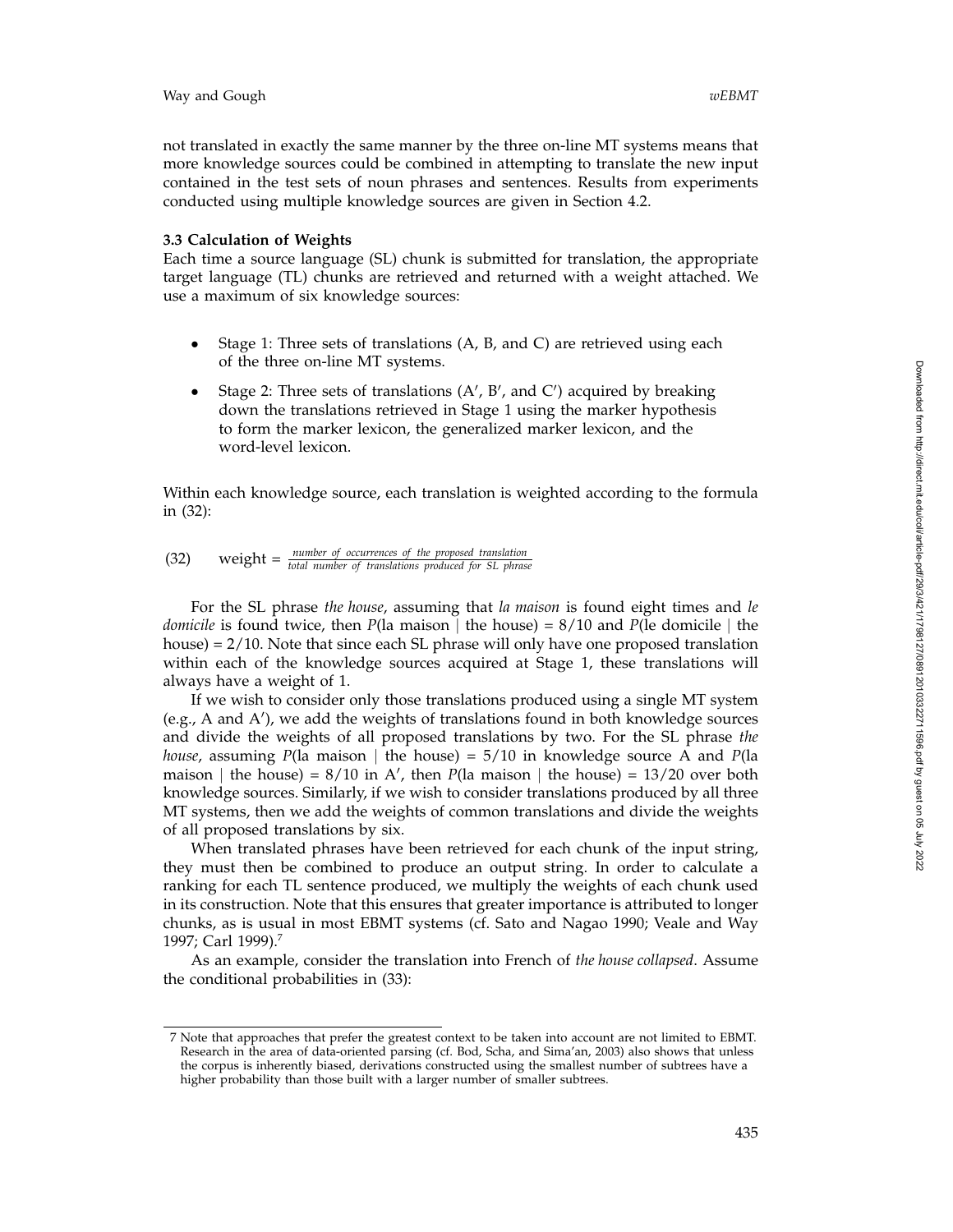not translated in exactly the same manner by the three on-line MT systems means that more knowledge sources could be combined in attempting to translate the new input contained in the test sets of noun phrases and sentences. Results from experiments conducted using multiple knowledge sources are given in Section 4.2.

### 3.3 Calculation of Weights

Each time a source language (SL) chunk is submitted for translation, the appropriate target language (TL) chunks are retrieved and returned with a weight attached. We use a maximum of six knowledge sources:

- Stage 1: Three sets of translations (A, B, and C) are retrieved using each of the three on-line MT systems.
- Stage 2: Three sets of translations (A′, B′, and C′) acquired by breaking down the translations retrieved in Stage 1 using the marker hypothesis to form the marker lexicon, the generalized marker lexicon, and the word-level lexicon.

Within each knowledge source, each translation is weighted according to the formula in (32):

(32) $$\text{weight} = \frac{\textit{number of occurrences of the proposed translation}}{\textit{total number of translations produced for SL phrase}}$$

For the SL phrase *the house*, assuming that *la maison* is found eight times and *le domicile* is found twice, then $P(\text{la maison} \mid \text{the house}) = 8/10$ and $P(\text{le domicile} \mid \text{the house}) = 2/10$. Note that since each SL phrase will only have one proposed translation within each of the knowledge sources acquired at Stage 1, these translations will always have a weight of 1.

If we wish to consider only those translations produced using a single MT system (e.g., A and A′), we add the weights of translations found in both knowledge sources and divide the weights of all proposed translations by two. For the SL phrase *the house*, assuming $P(\text{la maison} \mid \text{the house}) = 5/10$ in knowledge source A and $P(\text{la maison} \mid \text{the house}) = 8/10$ in A′, then $P(\text{la maison} \mid \text{the house}) = 13/20$ over both knowledge sources. Similarly, if we wish to consider translations produced by all three MT systems, then we add the weights of common translations and divide the weights of all proposed translations by six.

When translated phrases have been retrieved for each chunk of the input string, they must then be combined to produce an output string. In order to calculate a ranking for each TL sentence produced, we multiply the weights of each chunk used in its construction. Note that this ensures that greater importance is attributed to longer chunks, as is usual in most EBMT systems (cf. Sato and Nagao 1990; Veale and Way 1997; Carl 1999).[7]

As an example, consider the translation into French of *the house collapsed*. Assume the conditional probabilities in (33):

---

[7] Note that approaches that prefer the greatest context to be taken into account are not limited to EBMT. Research in the area of data-oriented parsing (cf. Bod, Scha, and Sima'an, 2003) also shows that unless the corpus is inherently biased, derivations constructed using the smallest number of subtrees have a higher probability than those built with a larger number of smaller subtrees.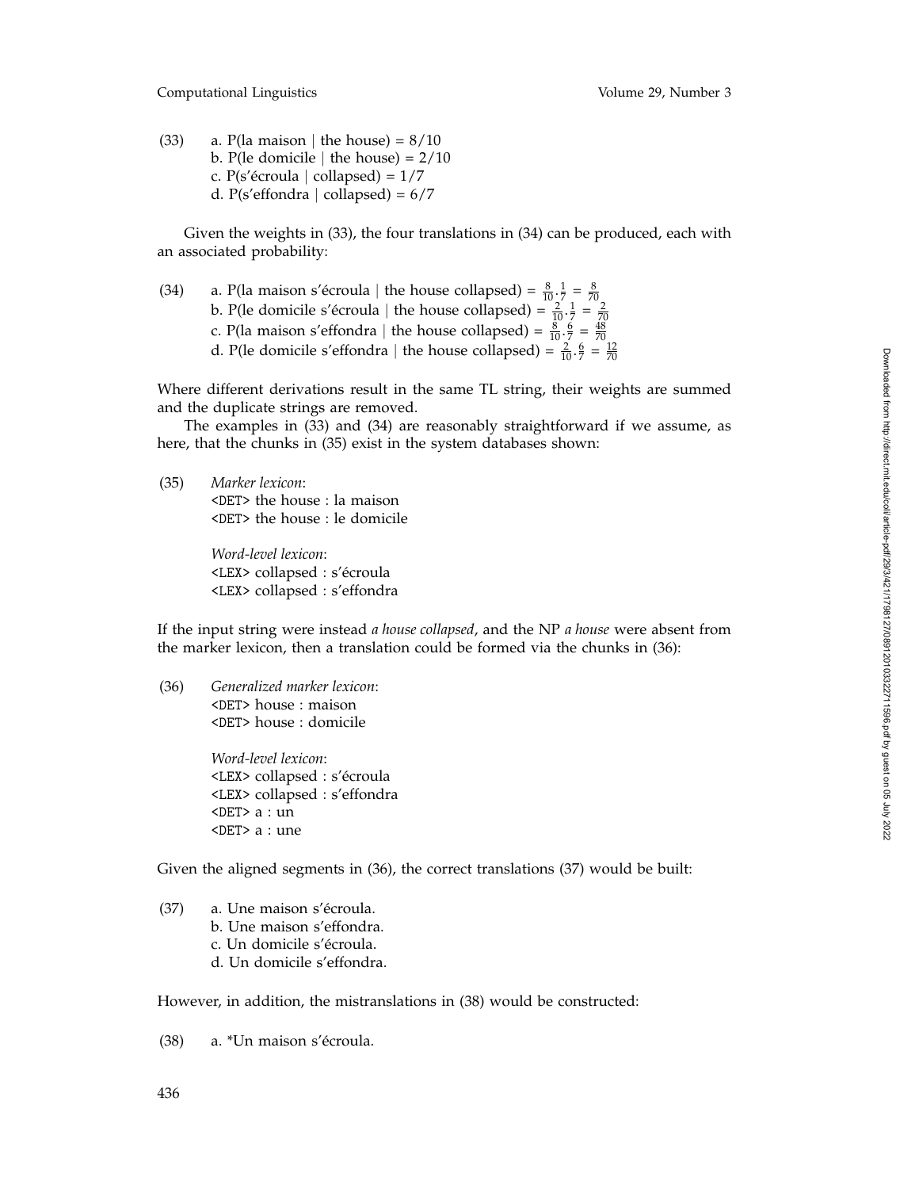(33) a. P(la maison | the house) = 8/10
b. P(le domicile | the house) = 2/10
c. P(s'écroula | collapsed) = 1/7
d. P(s'effondra | collapsed) = 6/7

Given the weights in (33), the four translations in (34) can be produced, each with an associated probability:

(34) a. P(la maison s'écroula | the house collapsed) = $\frac{8}{10} \cdot \frac{1}{7} = \frac{8}{70}$
b. P(le domicile s'écroula | the house collapsed) = $\frac{2}{10} \cdot \frac{1}{7} = \frac{2}{70}$
c. P(la maison s'effondra | the house collapsed) = $\frac{8}{10} \cdot \frac{6}{7} = \frac{48}{70}$
d. P(le domicile s'effondra | the house collapsed) = $\frac{2}{10} \cdot \frac{6}{7} = \frac{12}{70}$

Where different derivations result in the same TL string, their weights are summed and the duplicate strings are removed.

The examples in (33) and (34) are reasonably straightforward if we assume, as here, that the chunks in (35) exist in the system databases shown:

(35) *Marker lexicon*:
<DET> the house : la maison
<DET> the house : le domicile

*Word-level lexicon*:
<LEX> collapsed : s'écroula
<LEX> collapsed : s'effondra

If the input string were instead *a house collapsed*, and the NP *a house* were absent from the marker lexicon, then a translation could be formed via the chunks in (36):

(36) *Generalized marker lexicon*:
<DET> house : maison
<DET> house : domicile

*Word-level lexicon*:
<LEX> collapsed : s'écroula
<LEX> collapsed : s'effondra
<DET> a : un
<DET> a : une

Given the aligned segments in (36), the correct translations (37) would be built:

(37) a. Une maison s'écroula.
b. Une maison s'effondra.
c. Un domicile s'écroula.
d. Un domicile s'effondra.

However, in addition, the mistranslations in (38) would be constructed:

(38) a. *Un maison s'écroula.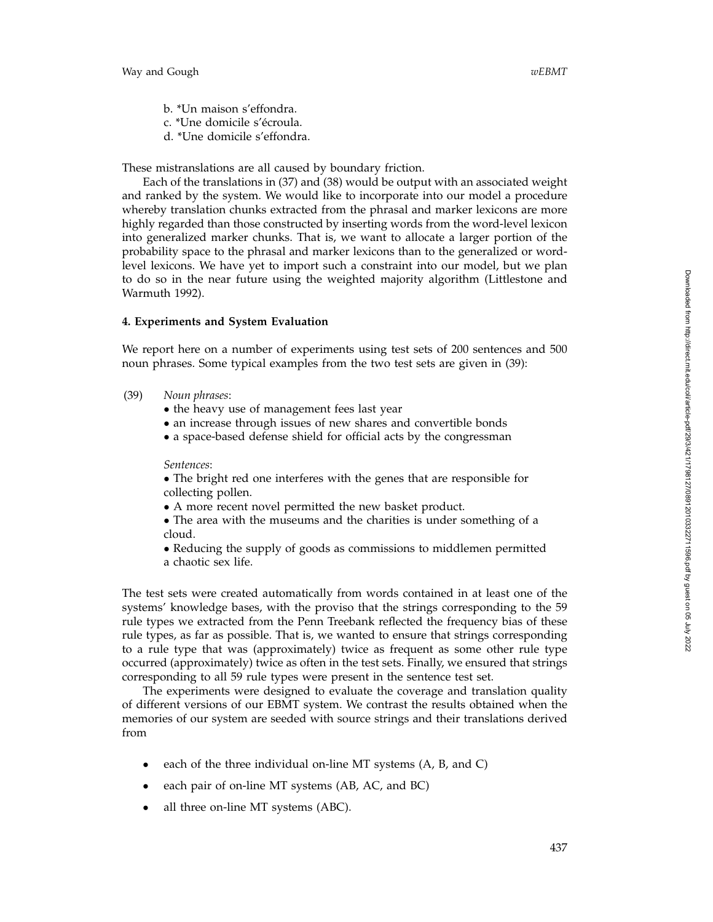b. *Un maison s'effondra.
c. *Une domicile s'écroula.
d. *Une domicile s'effondra.

These mistranslations are all caused by boundary friction.

Each of the translations in (37) and (38) would be output with an associated weight and ranked by the system. We would like to incorporate into our model a procedure whereby translation chunks extracted from the phrasal and marker lexicons are more highly regarded than those constructed by inserting words from the word-level lexicon into generalized marker chunks. That is, we want to allocate a larger portion of the probability space to the phrasal and marker lexicons than to the generalized or word-level lexicons. We have yet to import such a constraint into our model, but we plan to do so in the near future using the weighted majority algorithm (Littlestone and Warmuth 1992).

**4. Experiments and System Evaluation**

We report here on a number of experiments using test sets of 200 sentences and 500 noun phrases. Some typical examples from the two test sets are given in (39):

(39) *Noun phrases*:
- the heavy use of management fees last year
- an increase through issues of new shares and convertible bonds
- a space-based defense shield for official acts by the congressman

*Sentences*:
- The bright red one interferes with the genes that are responsible for collecting pollen.
- A more recent novel permitted the new basket product.
- The area with the museums and the charities is under something of a cloud.
- Reducing the supply of goods as commissions to middlemen permitted a chaotic sex life.

The test sets were created automatically from words contained in at least one of the systems' knowledge bases, with the proviso that the strings corresponding to the 59 rule types we extracted from the Penn Treebank reflected the frequency bias of these rule types, as far as possible. That is, we wanted to ensure that strings corresponding to a rule type that was (approximately) twice as frequent as some other rule type occurred (approximately) twice as often in the test sets. Finally, we ensured that strings corresponding to all 59 rule types were present in the sentence test set.

The experiments were designed to evaluate the coverage and translation quality of different versions of our EBMT system. We contrast the results obtained when the memories of our system are seeded with source strings and their translations derived from

- each of the three individual on-line MT systems (A, B, and C)
- each pair of on-line MT systems (AB, AC, and BC)
- all three on-line MT systems (ABC).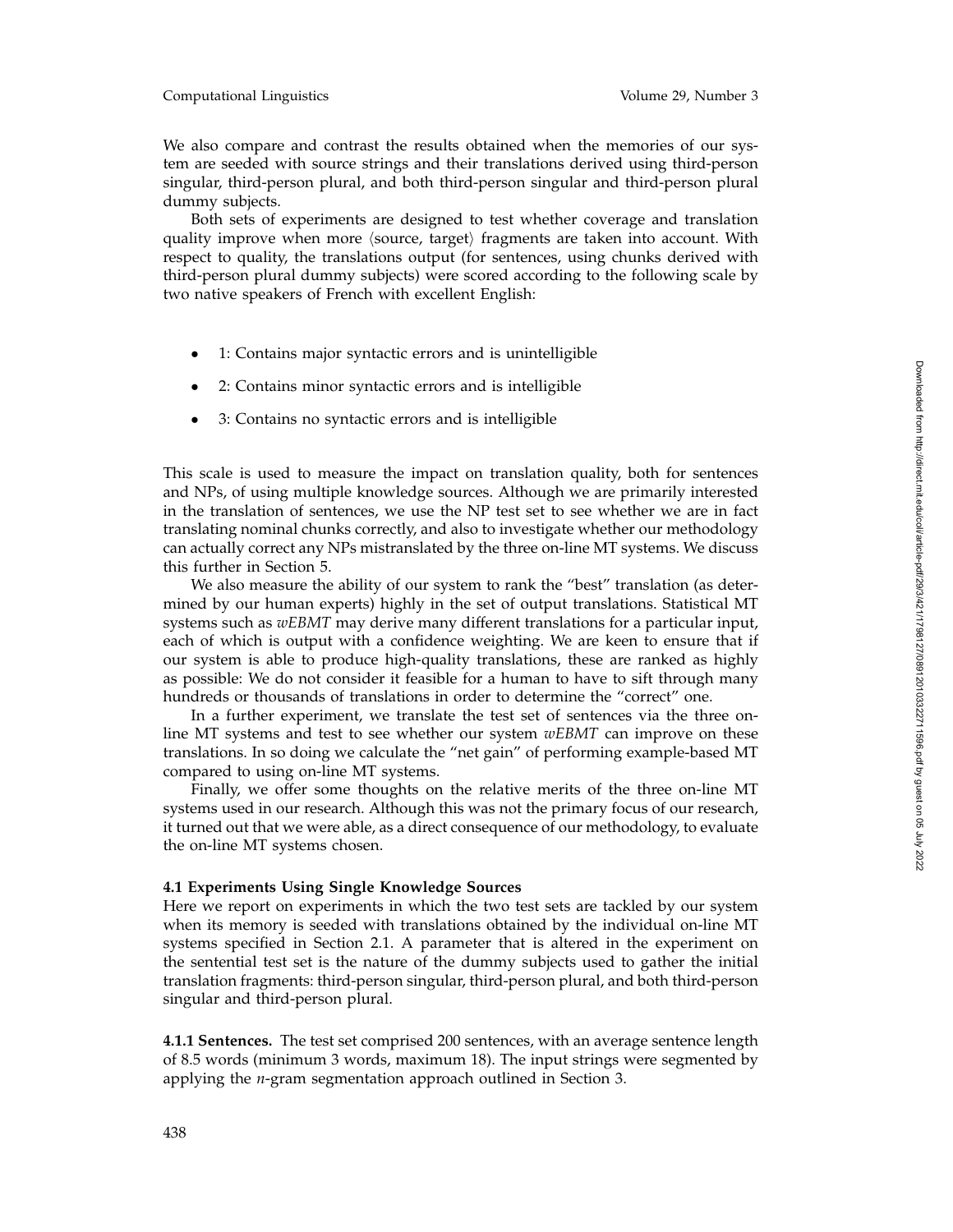We also compare and contrast the results obtained when the memories of our system are seeded with source strings and their translations derived using third-person singular, third-person plural, and both third-person singular and third-person plural dummy subjects.

Both sets of experiments are designed to test whether coverage and translation quality improve when more ⟨source, target⟩ fragments are taken into account. With respect to quality, the translations output (for sentences, using chunks derived with third-person plural dummy subjects) were scored according to the following scale by two native speakers of French with excellent English:

- 1: Contains major syntactic errors and is unintelligible
- 2: Contains minor syntactic errors and is intelligible
- 3: Contains no syntactic errors and is intelligible

This scale is used to measure the impact on translation quality, both for sentences and NPs, of using multiple knowledge sources. Although we are primarily interested in the translation of sentences, we use the NP test set to see whether we are in fact translating nominal chunks correctly, and also to investigate whether our methodology can actually correct any NPs mistranslated by the three on-line MT systems. We discuss this further in Section 5.

We also measure the ability of our system to rank the "best" translation (as determined by our human experts) highly in the set of output translations. Statistical MT systems such as *wEBMT* may derive many different translations for a particular input, each of which is output with a confidence weighting. We are keen to ensure that if our system is able to produce high-quality translations, these are ranked as highly as possible: We do not consider it feasible for a human to have to sift through many hundreds or thousands of translations in order to determine the "correct" one.

In a further experiment, we translate the test set of sentences via the three on-line MT systems and test to see whether our system *wEBMT* can improve on these translations. In so doing we calculate the "net gain" of performing example-based MT compared to using on-line MT systems.

Finally, we offer some thoughts on the relative merits of the three on-line MT systems used in our research. Although this was not the primary focus of our research, it turned out that we were able, as a direct consequence of our methodology, to evaluate the on-line MT systems chosen.

### 4.1 Experiments Using Single Knowledge Sources

Here we report on experiments in which the two test sets are tackled by our system when its memory is seeded with translations obtained by the individual on-line MT systems specified in Section 2.1. A parameter that is altered in the experiment on the sentential test set is the nature of the dummy subjects used to gather the initial translation fragments: third-person singular, third-person plural, and both third-person singular and third-person plural.

**4.1.1 Sentences.** The test set comprised 200 sentences, with an average sentence length of 8.5 words (minimum 3 words, maximum 18). The input strings were segmented by applying the $n$-gram segmentation approach outlined in Section 3.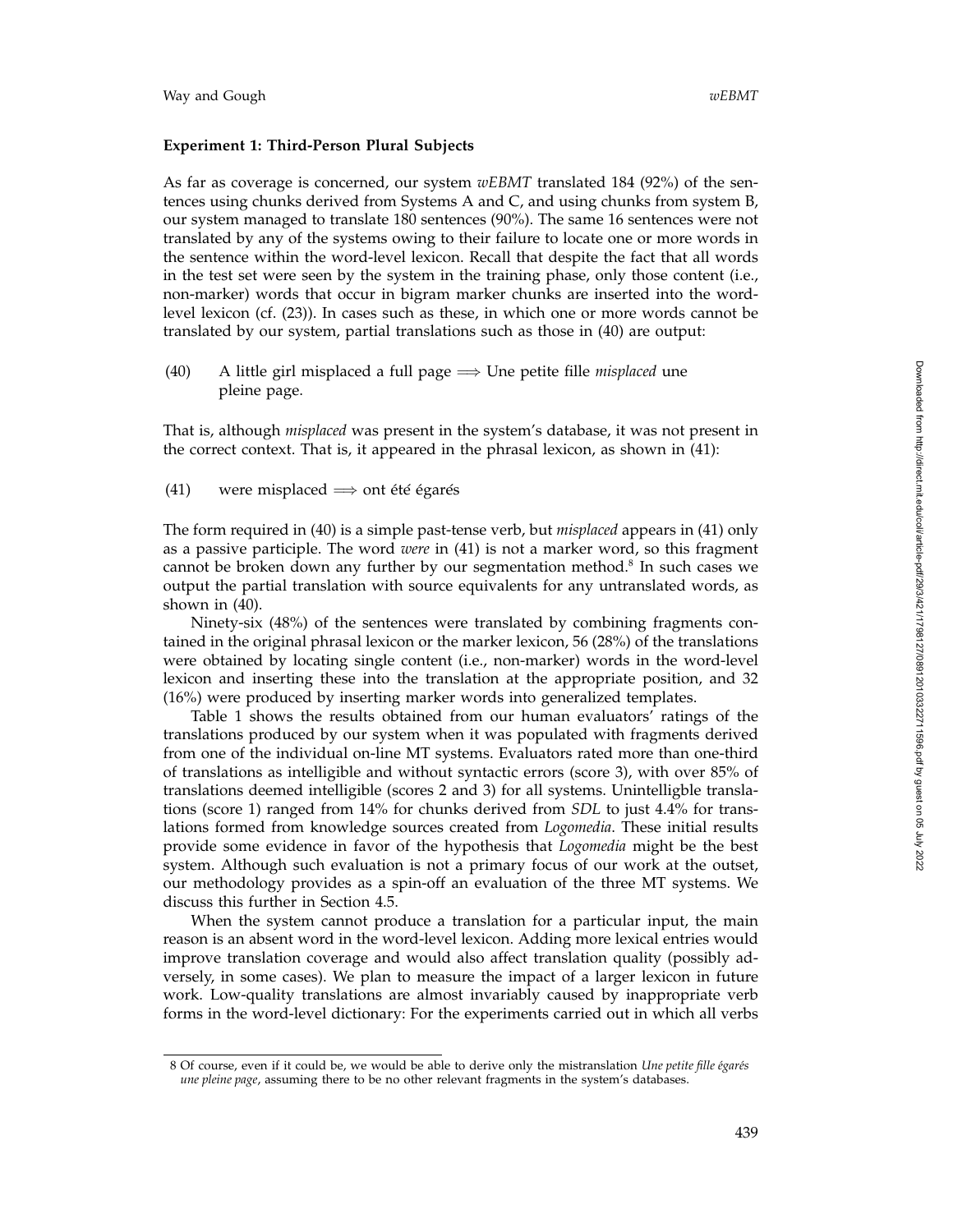**Experiment 1: Third-Person Plural Subjects**

As far as coverage is concerned, our system *wEBMT* translated 184 (92%) of the sentences using chunks derived from Systems A and C, and using chunks from system B, our system managed to translate 180 sentences (90%). The same 16 sentences were not translated by any of the systems owing to their failure to locate one or more words in the sentence within the word-level lexicon. Recall that despite the fact that all words in the test set were seen by the system in the training phase, only those content (i.e., non-marker) words that occur in bigram marker chunks are inserted into the word-level lexicon (cf. (23)). In cases such as these, in which one or more words cannot be translated by our system, partial translations such as those in (40) are output:

(40) A little girl misplaced a full page ⟹ Une petite fille *misplaced* une pleine page.

That is, although *misplaced* was present in the system's database, it was not present in the correct context. That is, it appeared in the phrasal lexicon, as shown in (41):

(41) were misplaced ⟹ ont été égarés

The form required in (40) is a simple past-tense verb, but *misplaced* appears in (41) only as a passive participle. The word *were* in (41) is not a marker word, so this fragment cannot be broken down any further by our segmentation method.[8] In such cases we output the partial translation with source equivalents for any untranslated words, as shown in (40).

Ninety-six (48%) of the sentences were translated by combining fragments contained in the original phrasal lexicon or the marker lexicon, 56 (28%) of the translations were obtained by locating single content (i.e., non-marker) words in the word-level lexicon and inserting these into the translation at the appropriate position, and 32 (16%) were produced by inserting marker words into generalized templates.

Table 1 shows the results obtained from our human evaluators' ratings of the translations produced by our system when it was populated with fragments derived from one of the individual on-line MT systems. Evaluators rated more than one-third of translations as intelligible and without syntactic errors (score 3), with over 85% of translations deemed intelligible (scores 2 and 3) for all systems. Unintelligble translations (score 1) ranged from 14% for chunks derived from *SDL* to just 4.4% for translations formed from knowledge sources created from *Logomedia*. These initial results provide some evidence in favor of the hypothesis that *Logomedia* might be the best system. Although such evaluation is not a primary focus of our work at the outset, our methodology provides as a spin-off an evaluation of the three MT systems. We discuss this further in Section 4.5.

When the system cannot produce a translation for a particular input, the main reason is an absent word in the word-level lexicon. Adding more lexical entries would improve translation coverage and would also affect translation quality (possibly adversely, in some cases). We plan to measure the impact of a larger lexicon in future work. Low-quality translations are almost invariably caused by inappropriate verb forms in the word-level dictionary: For the experiments carried out in which all verbs

[8] Of course, even if it could be, we would be able to derive only the mistranslation *Une petite fille égarés une pleine page*, assuming there to be no other relevant fragments in the system's databases.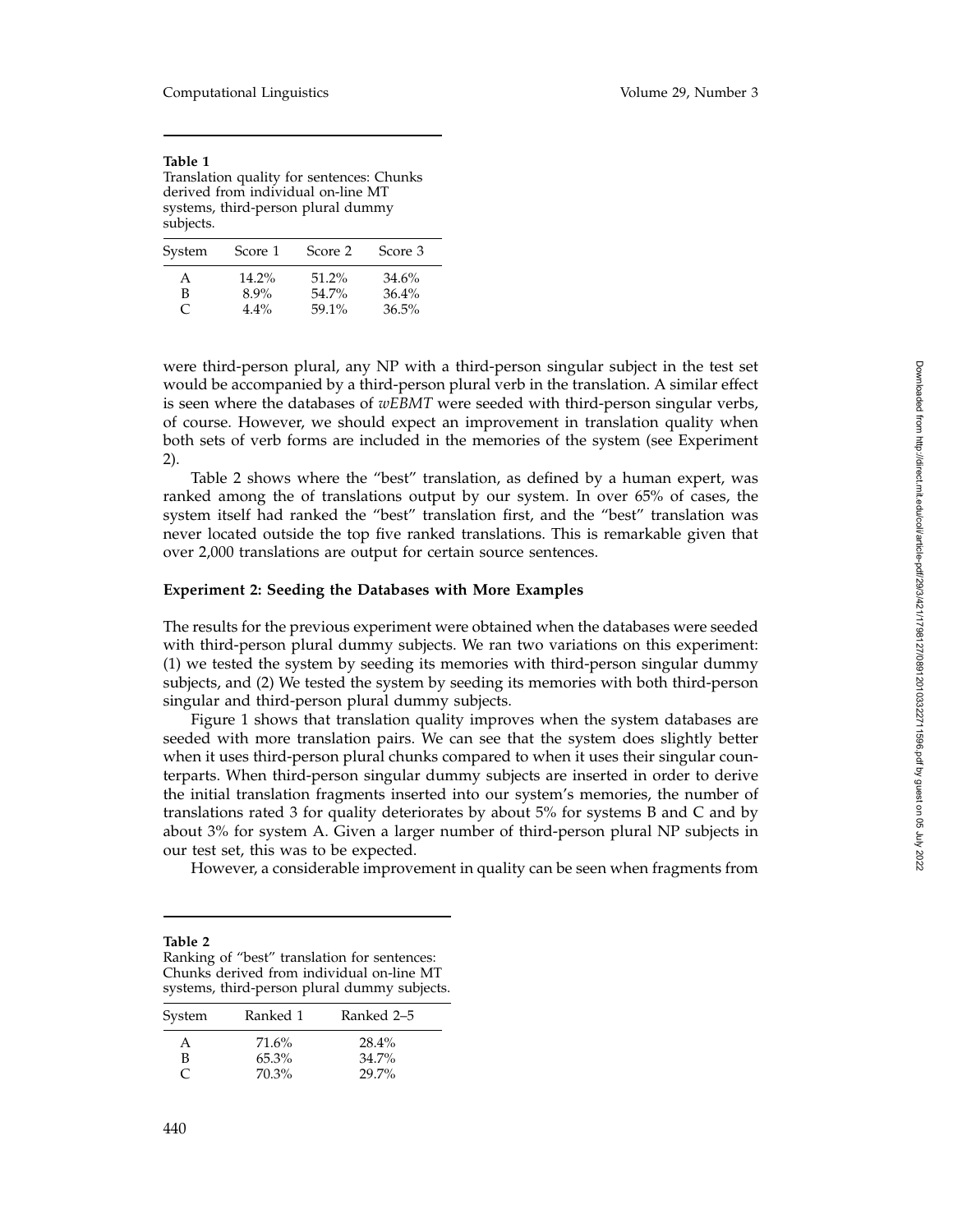**Table 1**
Translation quality for sentences: Chunks derived from individual on-line MT systems, third-person plural dummy subjects.

| System | Score 1 | Score 2 | Score 3 |
|---|---|---|---|
| A | 14.2% | 51.2% | 34.6% |
| B | 8.9% | 54.7% | 36.4% |
| C | 4.4% | 59.1% | 36.5% |

were third-person plural, any NP with a third-person singular subject in the test set would be accompanied by a third-person plural verb in the translation. A similar effect is seen where the databases of *wEBMT* were seeded with third-person singular verbs, of course. However, we should expect an improvement in translation quality when both sets of verb forms are included in the memories of the system (see Experiment 2).

Table 2 shows where the "best" translation, as defined by a human expert, was ranked among the of translations output by our system. In over 65% of cases, the system itself had ranked the "best" translation first, and the "best" translation was never located outside the top five ranked translations. This is remarkable given that over 2,000 translations are output for certain source sentences.

**Experiment 2: Seeding the Databases with More Examples**

The results for the previous experiment were obtained when the databases were seeded with third-person plural dummy subjects. We ran two variations on this experiment: (1) we tested the system by seeding its memories with third-person singular dummy subjects, and (2) We tested the system by seeding its memories with both third-person singular and third-person plural dummy subjects.

Figure 1 shows that translation quality improves when the system databases are seeded with more translation pairs. We can see that the system does slightly better when it uses third-person plural chunks compared to when it uses their singular counterparts. When third-person singular dummy subjects are inserted in order to derive the initial translation fragments inserted into our system's memories, the number of translations rated 3 for quality deteriorates by about 5% for systems B and C and by about 3% for system A. Given a larger number of third-person plural NP subjects in our test set, this was to be expected.

However, a considerable improvement in quality can be seen when fragments from

**Table 2**
Ranking of "best" translation for sentences: Chunks derived from individual on-line MT systems, third-person plural dummy subjects.

| System | Ranked 1 | Ranked 2–5 |
|---|---|---|
| A | 71.6% | 28.4% |
| B | 65.3% | 34.7% |
| C | 70.3% | 29.7% |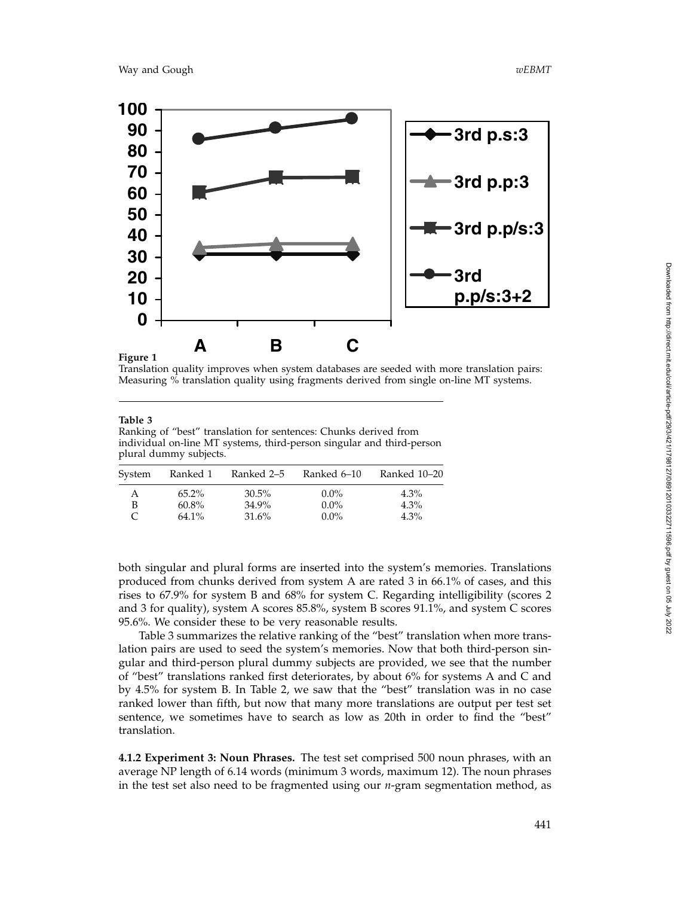**Figure 1**
Translation quality improves when system databases are seeded with more translation pairs: Measuring % translation quality using fragments derived from single on-line MT systems.

**Table 3**
Ranking of "best" translation for sentences: Chunks derived from individual on-line MT systems, third-person singular and third-person plural dummy subjects.

| System | Ranked 1 | Ranked 2–5 | Ranked 6–10 | Ranked 10–20 |
|---|---|---|---|---|
| A | 65.2% | 30.5% | 0.0% | 4.3% |
| B | 60.8% | 34.9% | 0.0% | 4.3% |
| C | 64.1% | 31.6% | 0.0% | 4.3% |

both singular and plural forms are inserted into the system's memories. Translations produced from chunks derived from system A are rated 3 in 66.1% of cases, and this rises to 67.9% for system B and 68% for system C. Regarding intelligibility (scores 2 and 3 for quality), system A scores 85.8%, system B scores 91.1%, and system C scores 95.6%. We consider these to be very reasonable results.

Table 3 summarizes the relative ranking of the "best" translation when more translation pairs are used to seed the system's memories. Now that both third-person singular and third-person plural dummy subjects are provided, we see that the number of "best" translations ranked first deteriorates, by about 6% for systems A and C and by 4.5% for system B. In Table 2, we saw that the "best" translation was in no case ranked lower than fifth, but now that many more translations are output per test set sentence, we sometimes have to search as low as 20th in order to find the "best" translation.

**4.1.2 Experiment 3: Noun Phrases.** The test set comprised 500 noun phrases, with an average NP length of 6.14 words (minimum 3 words, maximum 12). The noun phrases in the test set also need to be fragmented using our *n*-gram segmentation method, as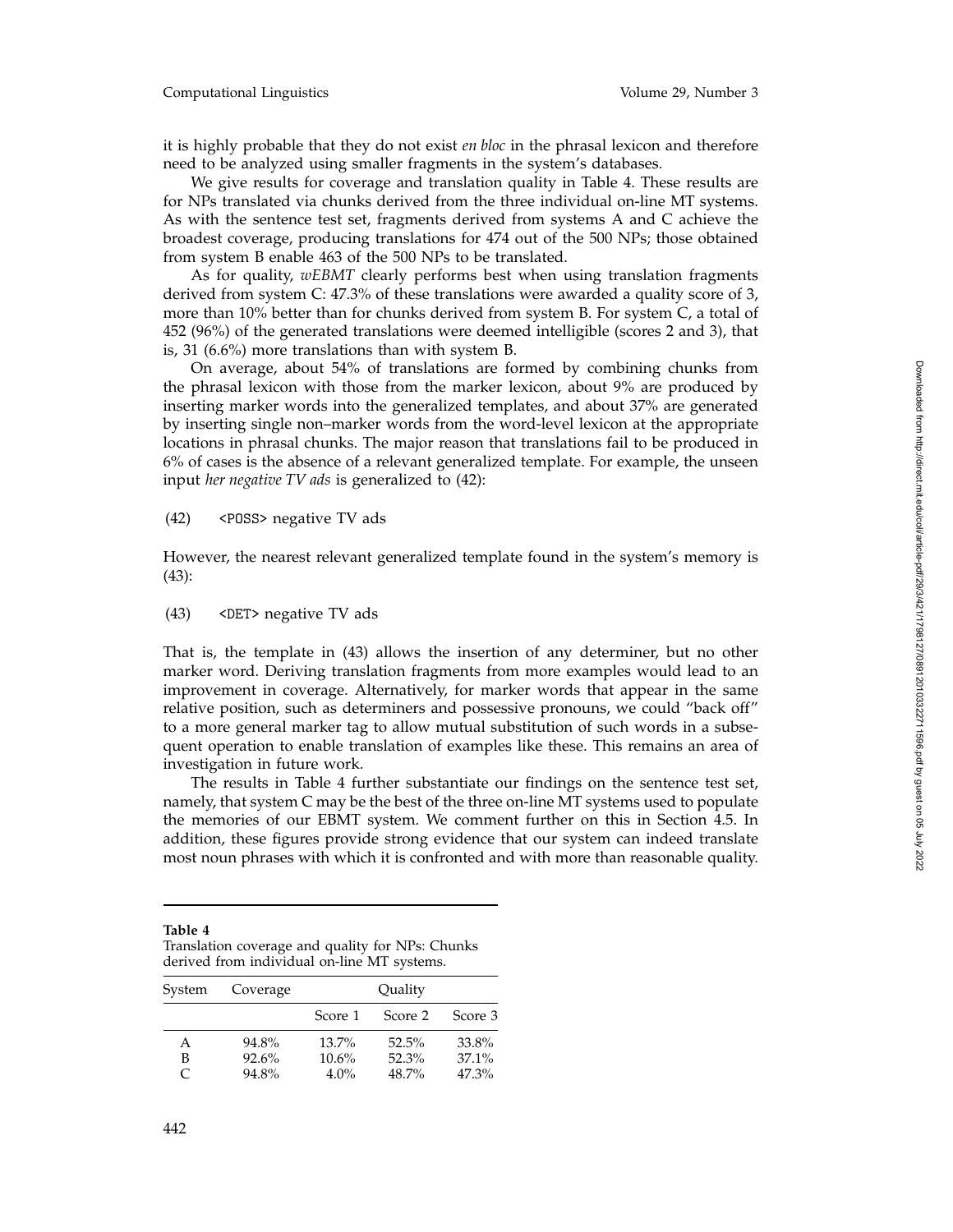it is highly probable that they do not exist *en bloc* in the phrasal lexicon and therefore need to be analyzed using smaller fragments in the system's databases.

We give results for coverage and translation quality in Table 4. These results are for NPs translated via chunks derived from the three individual on-line MT systems. As with the sentence test set, fragments derived from systems A and C achieve the broadest coverage, producing translations for 474 out of the 500 NPs; those obtained from system B enable 463 of the 500 NPs to be translated.

As for quality, *wEBMT* clearly performs best when using translation fragments derived from system C: 47.3% of these translations were awarded a quality score of 3, more than 10% better than for chunks derived from system B. For system C, a total of 452 (96%) of the generated translations were deemed intelligible (scores 2 and 3), that is, 31 (6.6%) more translations than with system B.

On average, about 54% of translations are formed by combining chunks from the phrasal lexicon with those from the marker lexicon, about 9% are produced by inserting marker words into the generalized templates, and about 37% are generated by inserting single non–marker words from the word-level lexicon at the appropriate locations in phrasal chunks. The major reason that translations fail to be produced in 6% of cases is the absence of a relevant generalized template. For example, the unseen input *her negative TV ads* is generalized to (42):

(42) `<POSS>` negative TV ads

However, the nearest relevant generalized template found in the system's memory is (43):

(43) `<DET>` negative TV ads

That is, the template in (43) allows the insertion of any determiner, but no other marker word. Deriving translation fragments from more examples would lead to an improvement in coverage. Alternatively, for marker words that appear in the same relative position, such as determiners and possessive pronouns, we could "back off" to a more general marker tag to allow mutual substitution of such words in a subsequent operation to enable translation of examples like these. This remains an area of investigation in future work.

The results in Table 4 further substantiate our findings on the sentence test set, namely, that system C may be the best of the three on-line MT systems used to populate the memories of our EBMT system. We comment further on this in Section 4.5. In addition, these figures provide strong evidence that our system can indeed translate most noun phrases with which it is confronted and with more than reasonable quality.

**Table 4**
Translation coverage and quality for NPs: Chunks derived from individual on-line MT systems.

| System | Coverage | Quality | | |
|---|---|---|---|---|
| | | Score 1 | Score 2 | Score 3 |
| A | 94.8% | 13.7% | 52.5% | 33.8% |
| B | 92.6% | 10.6% | 52.3% | 37.1% |
| C | 94.8% | 4.0% | 48.7% | 47.3% |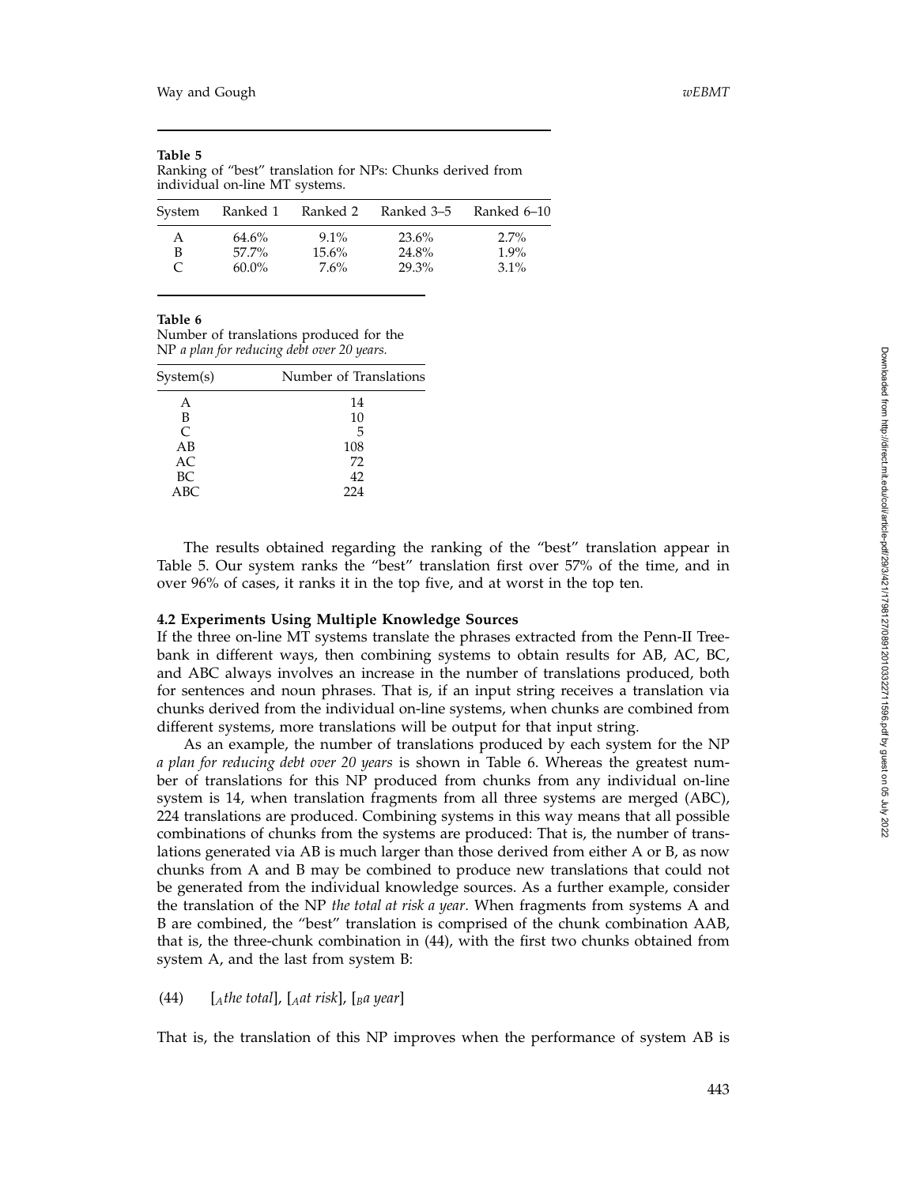**Table 5**
Ranking of "best" translation for NPs: Chunks derived from individual on-line MT systems.

| System | Ranked 1 | Ranked 2 | Ranked 3–5 | Ranked 6–10 |
|---|---|---|---|---|
| A | 64.6% | 9.1% | 23.6% | 2.7% |
| B | 57.7% | 15.6% | 24.8% | 1.9% |
| C | 60.0% | 7.6% | 29.3% | 3.1% |

**Table 6**
Number of translations produced for the NP *a plan for reducing debt over 20 years.*

| System(s) | Number of Translations |
|---|---|
| A | 14 |
| B | 10 |
| C | 5 |
| AB | 108 |
| AC | 72 |
| BC | 42 |
| ABC | 224 |

The results obtained regarding the ranking of the "best" translation appear in Table 5. Our system ranks the "best" translation first over 57% of the time, and in over 96% of cases, it ranks it in the top five, and at worst in the top ten.

### 4.2 Experiments Using Multiple Knowledge Sources

If the three on-line MT systems translate the phrases extracted from the Penn-II Treebank in different ways, then combining systems to obtain results for AB, AC, BC, and ABC always involves an increase in the number of translations produced, both for sentences and noun phrases. That is, if an input string receives a translation via chunks derived from the individual on-line systems, when chunks are combined from different systems, more translations will be output for that input string.

As an example, the number of translations produced by each system for the NP *a plan for reducing debt over 20 years* is shown in Table 6. Whereas the greatest number of translations for this NP produced from chunks from any individual on-line system is 14, when translation fragments from all three systems are merged (ABC), 224 translations are produced. Combining systems in this way means that all possible combinations of chunks from the systems are produced: That is, the number of translations generated via AB is much larger than those derived from either A or B, as now chunks from A and B may be combined to produce new translations that could not be generated from the individual knowledge sources. As a further example, consider the translation of the NP *the total at risk a year*. When fragments from systems A and B are combined, the "best" translation is comprised of the chunk combination AAB, that is, the three-chunk combination in (44), with the first two chunks obtained from system A, and the last from system B:

(44) [$_A$*the total*], [$_A$*at risk*], [$_B$*a year*]

That is, the translation of this NP improves when the performance of system AB is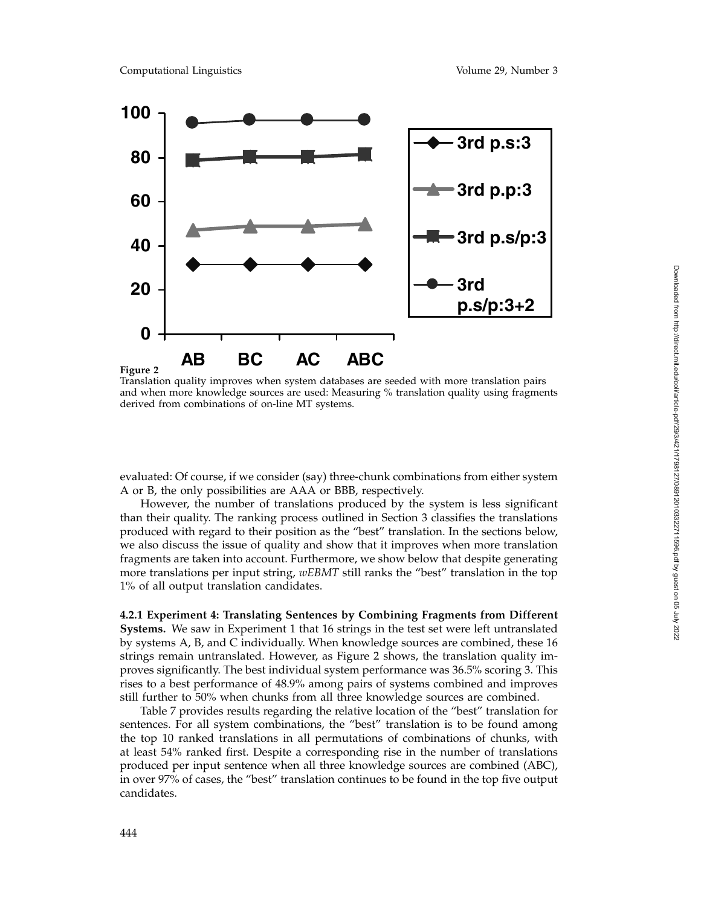**Figure 2**
Translation quality improves when system databases are seeded with more translation pairs and when more knowledge sources are used: Measuring % translation quality using fragments derived from combinations of on-line MT systems.

evaluated: Of course, if we consider (say) three-chunk combinations from either system A or B, the only possibilities are AAA or BBB, respectively.

However, the number of translations produced by the system is less significant than their quality. The ranking process outlined in Section 3 classifies the translations produced with regard to their position as the "best" translation. In the sections below, we also discuss the issue of quality and show that it improves when more translation fragments are taken into account. Furthermore, we show below that despite generating more translations per input string, *wEBMT* still ranks the "best" translation in the top 1% of all output translation candidates.

**4.2.1 Experiment 4: Translating Sentences by Combining Fragments from Different Systems.** We saw in Experiment 1 that 16 strings in the test set were left untranslated by systems A, B, and C individually. When knowledge sources are combined, these 16 strings remain untranslated. However, as Figure 2 shows, the translation quality improves significantly. The best individual system performance was 36.5% scoring 3. This rises to a best performance of 48.9% among pairs of systems combined and improves still further to 50% when chunks from all three knowledge sources are combined.

Table 7 provides results regarding the relative location of the "best" translation for sentences. For all system combinations, the "best" translation is to be found among the top 10 ranked translations in all permutations of combinations of chunks, with at least 54% ranked first. Despite a corresponding rise in the number of translations produced per input sentence when all three knowledge sources are combined (ABC), in over 97% of cases, the "best" translation continues to be found in the top five output candidates.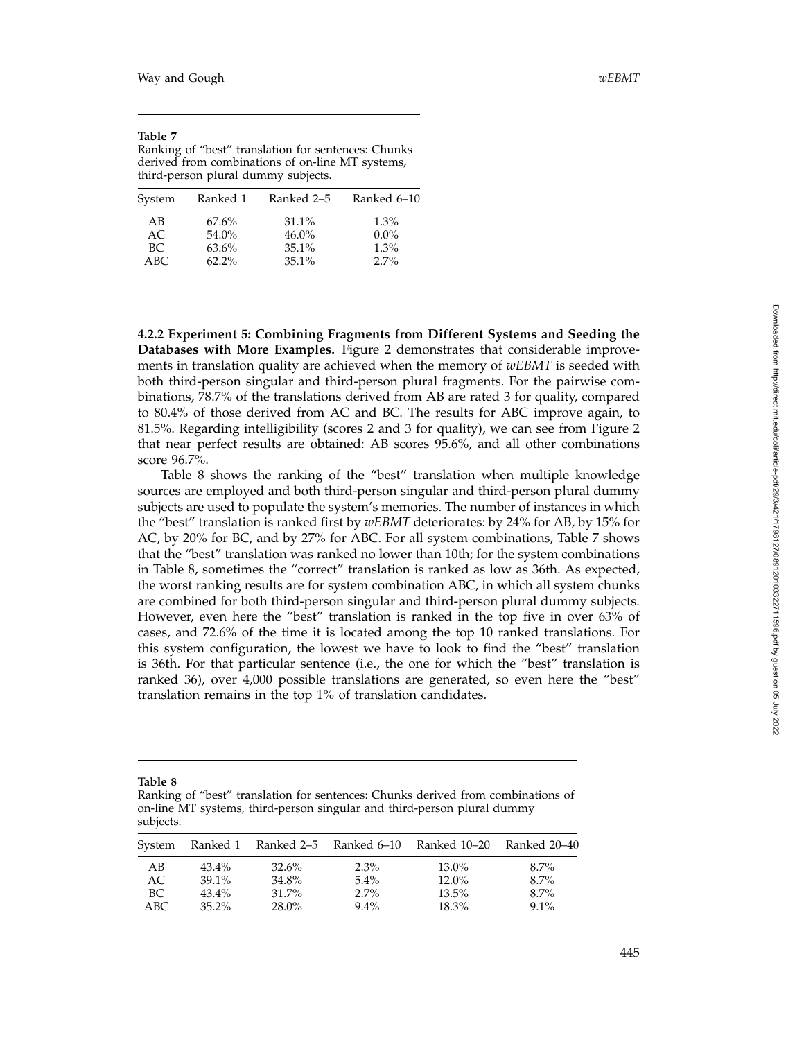**Table 7**
Ranking of "best" translation for sentences: Chunks derived from combinations of on-line MT systems, third-person plural dummy subjects.

| System | Ranked 1 | Ranked 2–5 | Ranked 6–10 |
|---|---|---|---|
| AB | 67.6% | 31.1% | 1.3% |
| AC | 54.0% | 46.0% | 0.0% |
| BC | 63.6% | 35.1% | 1.3% |
| ABC | 62.2% | 35.1% | 2.7% |

**4.2.2 Experiment 5: Combining Fragments from Different Systems and Seeding the Databases with More Examples.** Figure 2 demonstrates that considerable improvements in translation quality are achieved when the memory of *wEBMT* is seeded with both third-person singular and third-person plural fragments. For the pairwise combinations, 78.7% of the translations derived from AB are rated 3 for quality, compared to 80.4% of those derived from AC and BC. The results for ABC improve again, to 81.5%. Regarding intelligibility (scores 2 and 3 for quality), we can see from Figure 2 that near perfect results are obtained: AB scores 95.6%, and all other combinations score 96.7%.

Table 8 shows the ranking of the "best" translation when multiple knowledge sources are employed and both third-person singular and third-person plural dummy subjects are used to populate the system's memories. The number of instances in which the "best" translation is ranked first by *wEBMT* deteriorates: by 24% for AB, by 15% for AC, by 20% for BC, and by 27% for ABC. For all system combinations, Table 7 shows that the "best" translation was ranked no lower than 10th; for the system combinations in Table 8, sometimes the "correct" translation is ranked as low as 36th. As expected, the worst ranking results are for system combination ABC, in which all system chunks are combined for both third-person singular and third-person plural dummy subjects. However, even here the "best" translation is ranked in the top five in over 63% of cases, and 72.6% of the time it is located among the top 10 ranked translations. For this system configuration, the lowest we have to look to find the "best" translation is 36th. For that particular sentence (i.e., the one for which the "best" translation is ranked 36), over 4,000 possible translations are generated, so even here the "best" translation remains in the top 1% of translation candidates.

**Table 8**
Ranking of "best" translation for sentences: Chunks derived from combinations of on-line MT systems, third-person singular and third-person plural dummy subjects.

| System | Ranked 1 | Ranked 2–5 | Ranked 6–10 | Ranked 10–20 | Ranked 20–40 |
|---|---|---|---|---|---|
| AB | 43.4% | 32.6% | 2.3% | 13.0% | 8.7% |
| AC | 39.1% | 34.8% | 5.4% | 12.0% | 8.7% |
| BC | 43.4% | 31.7% | 2.7% | 13.5% | 8.7% |
| ABC | 35.2% | 28.0% | 9.4% | 18.3% | 9.1% |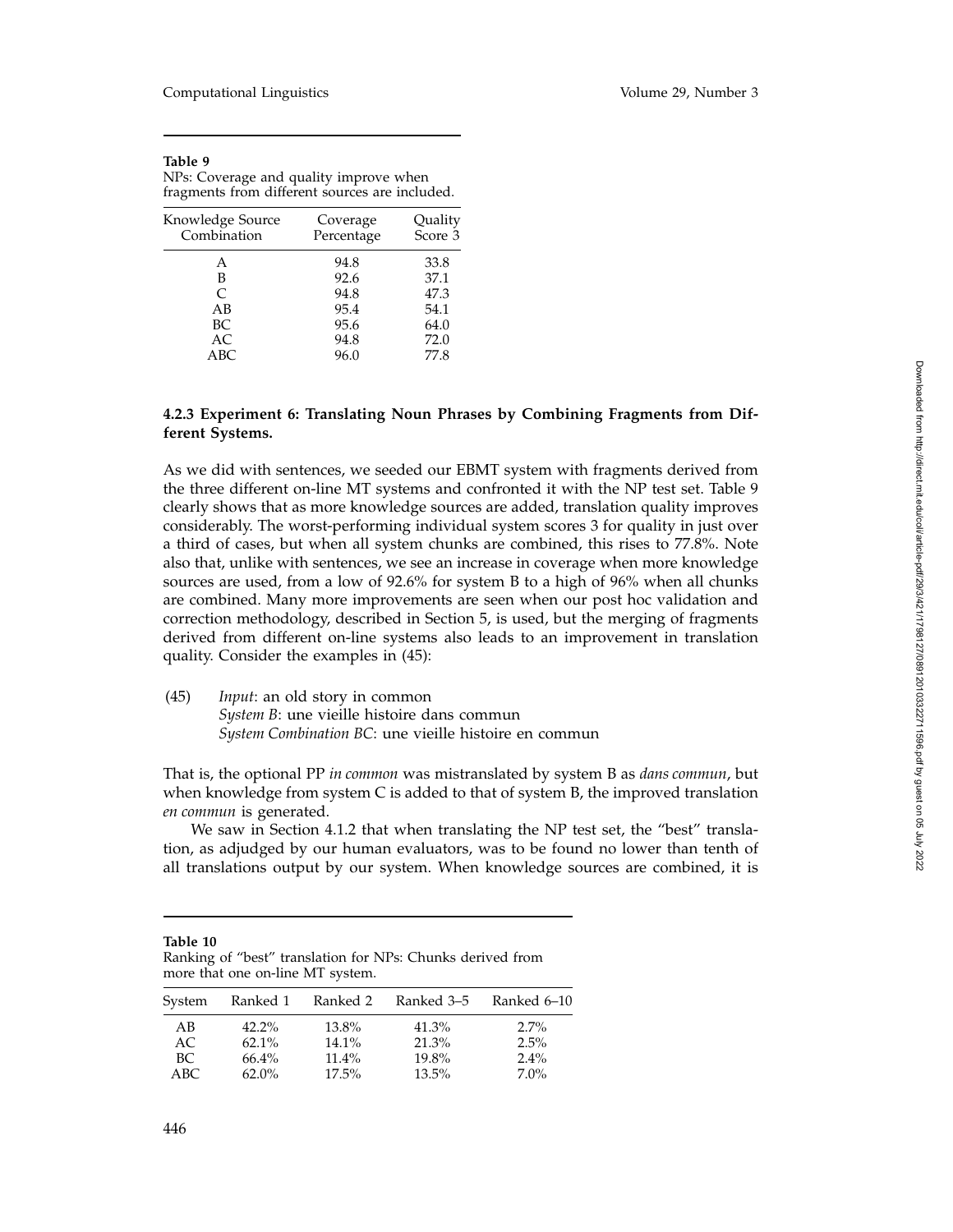**Table 9**
NPs: Coverage and quality improve when fragments from different sources are included.

| Knowledge Source Combination | Coverage Percentage | Quality Score 3 |
|---|---|---|
| A | 94.8 | 33.8 |
| B | 92.6 | 37.1 |
| C | 94.8 | 47.3 |
| AB | 95.4 | 54.1 |
| BC | 95.6 | 64.0 |
| AC | 94.8 | 72.0 |
| ABC | 96.0 | 77.8 |

#### 4.2.3 Experiment 6: Translating Noun Phrases by Combining Fragments from Different Systems.

As we did with sentences, we seeded our EBMT system with fragments derived from the three different on-line MT systems and confronted it with the NP test set. Table 9 clearly shows that as more knowledge sources are added, translation quality improves considerably. The worst-performing individual system scores 3 for quality in just over a third of cases, but when all system chunks are combined, this rises to 77.8%. Note also that, unlike with sentences, we see an increase in coverage when more knowledge sources are used, from a low of 92.6% for system B to a high of 96% when all chunks are combined. Many more improvements are seen when our post hoc validation and correction methodology, described in Section 5, is used, but the merging of fragments derived from different on-line systems also leads to an improvement in translation quality. Consider the examples in (45):

(45) *Input*: an old story in common
*System B*: une vieille histoire dans commun
*System Combination BC*: une vieille histoire en commun

That is, the optional PP *in common* was mistranslated by system B as *dans commun*, but when knowledge from system C is added to that of system B, the improved translation *en commun* is generated.

We saw in Section 4.1.2 that when translating the NP test set, the "best" translation, as adjudged by our human evaluators, was to be found no lower than tenth of all translations output by our system. When knowledge sources are combined, it is

**Table 10**
Ranking of "best" translation for NPs: Chunks derived from more that one on-line MT system.

| System | Ranked 1 | Ranked 2 | Ranked 3–5 | Ranked 6–10 |
|---|---|---|---|---|
| AB | 42.2% | 13.8% | 41.3% | 2.7% |
| AC | 62.1% | 14.1% | 21.3% | 2.5% |
| BC | 66.4% | 11.4% | 19.8% | 2.4% |
| ABC | 62.0% | 17.5% | 13.5% | 7.0% |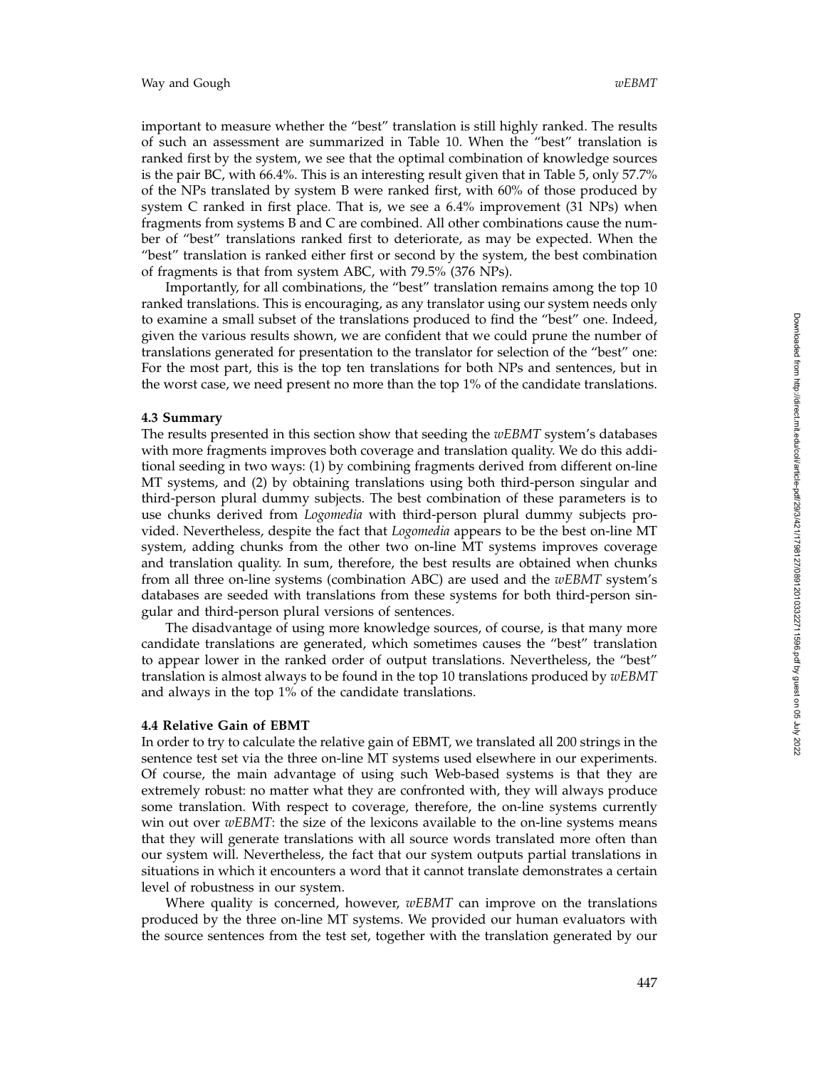important to measure whether the "best" translation is still highly ranked. The results of such an assessment are summarized in Table 10. When the "best" translation is ranked first by the system, we see that the optimal combination of knowledge sources is the pair BC, with 66.4%. This is an interesting result given that in Table 5, only 57.7% of the NPs translated by system B were ranked first, with 60% of those produced by system C ranked in first place. That is, we see a 6.4% improvement (31 NPs) when fragments from systems B and C are combined. All other combinations cause the number of "best" translations ranked first to deteriorate, as may be expected. When the "best" translation is ranked either first or second by the system, the best combination of fragments is that from system ABC, with 79.5% (376 NPs).

Importantly, for all combinations, the "best" translation remains among the top 10 ranked translations. This is encouraging, as any translator using our system needs only to examine a small subset of the translations produced to find the "best" one. Indeed, given the various results shown, we are confident that we could prune the number of translations generated for presentation to the translator for selection of the "best" one: For the most part, this is the top ten translations for both NPs and sentences, but in the worst case, we need present no more than the top 1% of the candidate translations.

### 4.3 Summary

The results presented in this section show that seeding the *wEBMT* system's databases with more fragments improves both coverage and translation quality. We do this additional seeding in two ways: (1) by combining fragments derived from different on-line MT systems, and (2) by obtaining translations using both third-person singular and third-person plural dummy subjects. The best combination of these parameters is to use chunks derived from *Logomedia* with third-person plural dummy subjects provided. Nevertheless, despite the fact that *Logomedia* appears to be the best on-line MT system, adding chunks from the other two on-line MT systems improves coverage and translation quality. In sum, therefore, the best results are obtained when chunks from all three on-line systems (combination ABC) are used and the *wEBMT* system's databases are seeded with translations from these systems for both third-person singular and third-person plural versions of sentences.

The disadvantage of using more knowledge sources, of course, is that many more candidate translations are generated, which sometimes causes the "best" translation to appear lower in the ranked order of output translations. Nevertheless, the "best" translation is almost always to be found in the top 10 translations produced by *wEBMT* and always in the top 1% of the candidate translations.

### 4.4 Relative Gain of EBMT

In order to try to calculate the relative gain of EBMT, we translated all 200 strings in the sentence test set via the three on-line MT systems used elsewhere in our experiments. Of course, the main advantage of using such Web-based systems is that they are extremely robust: no matter what they are confronted with, they will always produce some translation. With respect to coverage, therefore, the on-line systems currently win out over *wEBMT*: the size of the lexicons available to the on-line systems means that they will generate translations with all source words translated more often than our system will. Nevertheless, the fact that our system outputs partial translations in situations in which it encounters a word that it cannot translate demonstrates a certain level of robustness in our system.

Where quality is concerned, however, *wEBMT* can improve on the translations produced by the three on-line MT systems. We provided our human evaluators with the source sentences from the test set, together with the translation generated by our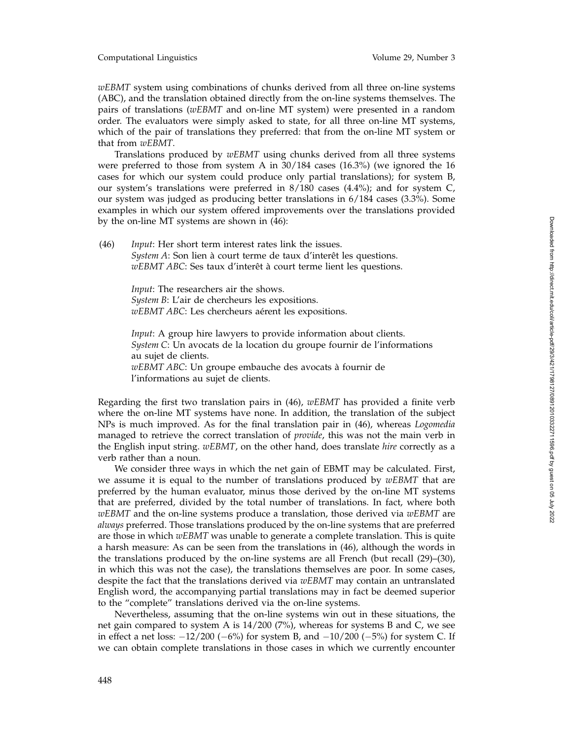*wEBMT* system using combinations of chunks derived from all three on-line systems (ABC), and the translation obtained directly from the on-line systems themselves. The pairs of translations (*wEBMT* and on-line MT system) were presented in a random order. The evaluators were simply asked to state, for all three on-line MT systems, which of the pair of translations they preferred: that from the on-line MT system or that from *wEBMT*.

Translations produced by *wEBMT* using chunks derived from all three systems were preferred to those from system A in 30/184 cases (16.3%) (we ignored the 16 cases for which our system could produce only partial translations); for system B, our system's translations were preferred in 8/180 cases (4.4%); and for system C, our system was judged as producing better translations in 6/184 cases (3.3%). Some examples in which our system offered improvements over the translations provided by the on-line MT systems are shown in (46):

(46) *Input*: Her short term interest rates link the issues.
*System A*: Son lien à court terme de taux d'interêt les questions.
*wEBMT ABC*: Ses taux d'interêt à court terme lient les questions.

*Input*: The researchers air the shows.
*System B*: L'air de chercheurs les expositions.
*wEBMT ABC*: Les chercheurs aérent les expositions.

*Input*: A group hire lawyers to provide information about clients.
*System C*: Un avocats de la location du groupe fournir de l'informations au sujet de clients.
*wEBMT ABC*: Un groupe embauche des avocats à fournir de l'informations au sujet de clients.

Regarding the first two translation pairs in (46), *wEBMT* has provided a finite verb where the on-line MT systems have none. In addition, the translation of the subject NPs is much improved. As for the final translation pair in (46), whereas *Logomedia* managed to retrieve the correct translation of *provide*, this was not the main verb in the English input string. *wEBMT*, on the other hand, does translate *hire* correctly as a verb rather than a noun.

We consider three ways in which the net gain of EBMT may be calculated. First, we assume it is equal to the number of translations produced by *wEBMT* that are preferred by the human evaluator, minus those derived by the on-line MT systems that are preferred, divided by the total number of translations. In fact, where both *wEBMT* and the on-line systems produce a translation, those derived via *wEBMT* are *always* preferred. Those translations produced by the on-line systems that are preferred are those in which *wEBMT* was unable to generate a complete translation. This is quite a harsh measure: As can be seen from the translations in (46), although the words in the translations produced by the on-line systems are all French (but recall (29)–(30), in which this was not the case), the translations themselves are poor. In some cases, despite the fact that the translations derived via *wEBMT* may contain an untranslated English word, the accompanying partial translations may in fact be deemed superior to the "complete" translations derived via the on-line systems.

Nevertheless, assuming that the on-line systems win out in these situations, the net gain compared to system A is 14/200 (7%), whereas for systems B and C, we see in effect a net loss: −12/200 (−6%) for system B, and −10/200 (−5%) for system C. If we can obtain complete translations in those cases in which we currently encounter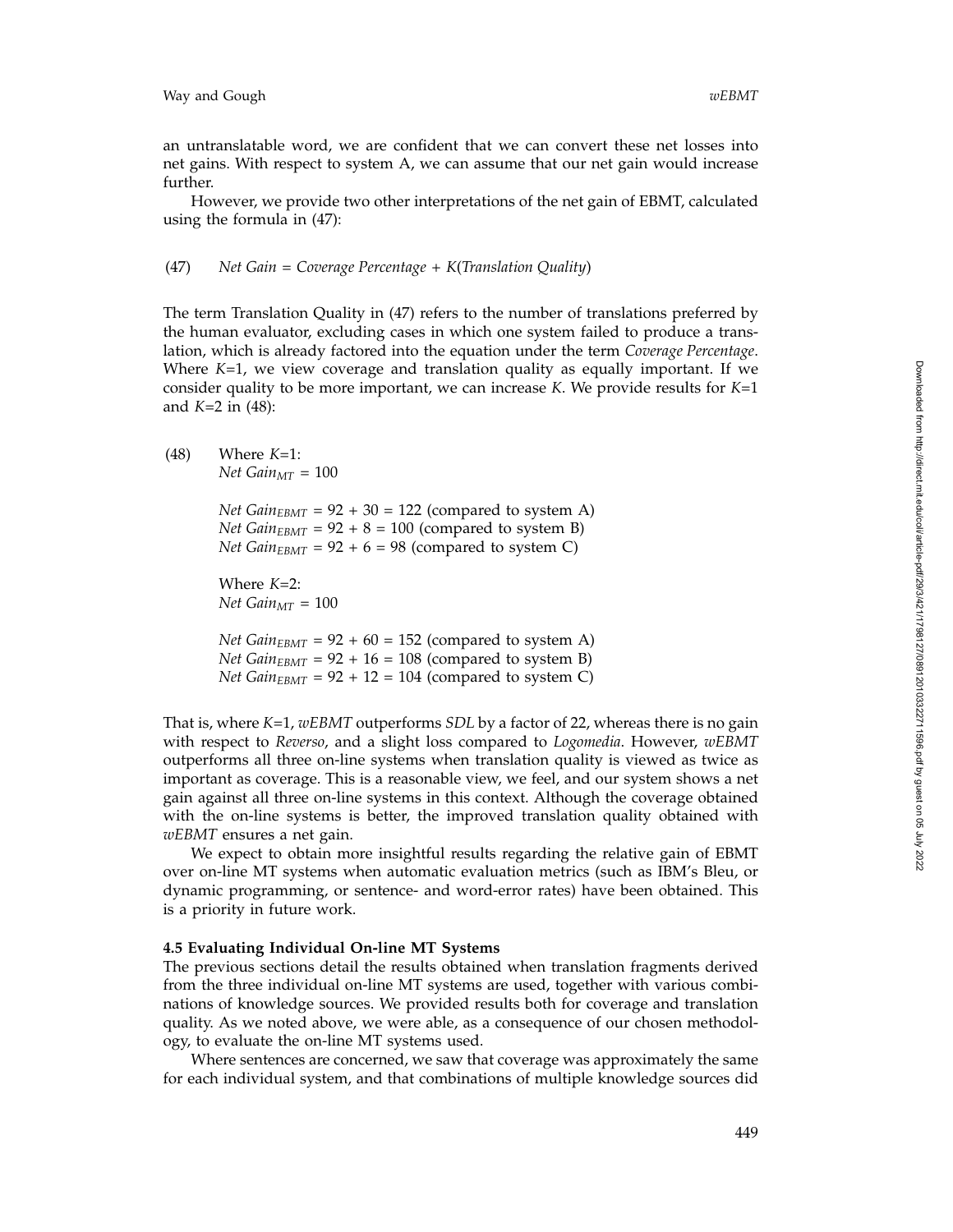an untranslatable word, we are confident that we can convert these net losses into net gains. With respect to system A, we can assume that our net gain would increase further.

However, we provide two other interpretations of the net gain of EBMT, calculated using the formula in (47):

(47) *Net Gain = Coverage Percentage + K(Translation Quality)*

The term Translation Quality in (47) refers to the number of translations preferred by the human evaluator, excluding cases in which one system failed to produce a translation, which is already factored into the equation under the term *Coverage Percentage*. Where $K$=1, we view coverage and translation quality as equally important. If we consider quality to be more important, we can increase $K$. We provide results for $K$=1 and $K$=2 in (48):

(48) Where $K$=1:

$Net\ Gain_{MT} = 100$

$Net\ Gain_{EBMT} = 92 + 30 = 122$ (compared to system A)
$Net\ Gain_{EBMT} = 92 + 8 = 100$ (compared to system B)
$Net\ Gain_{EBMT} = 92 + 6 = 98$ (compared to system C)

Where $K$=2:

$Net\ Gain_{MT} = 100$

$Net\ Gain_{EBMT} = 92 + 60 = 152$ (compared to system A)
$Net\ Gain_{EBMT} = 92 + 16 = 108$ (compared to system B)
$Net\ Gain_{EBMT} = 92 + 12 = 104$ (compared to system C)

That is, where $K$=1, *wEBMT* outperforms *SDL* by a factor of 22, whereas there is no gain with respect to *Reverso*, and a slight loss compared to *Logomedia*. However, *wEBMT* outperforms all three on-line systems when translation quality is viewed as twice as important as coverage. This is a reasonable view, we feel, and our system shows a net gain against all three on-line systems in this context. Although the coverage obtained with the on-line systems is better, the improved translation quality obtained with *wEBMT* ensures a net gain.

We expect to obtain more insightful results regarding the relative gain of EBMT over on-line MT systems when automatic evaluation metrics (such as IBM's Bleu, or dynamic programming, or sentence- and word-error rates) have been obtained. This is a priority in future work.

### 4.5 Evaluating Individual On-line MT Systems

The previous sections detail the results obtained when translation fragments derived from the three individual on-line MT systems are used, together with various combinations of knowledge sources. We provided results both for coverage and translation quality. As we noted above, we were able, as a consequence of our chosen methodology, to evaluate the on-line MT systems used.

Where sentences are concerned, we saw that coverage was approximately the same for each individual system, and that combinations of multiple knowledge sources did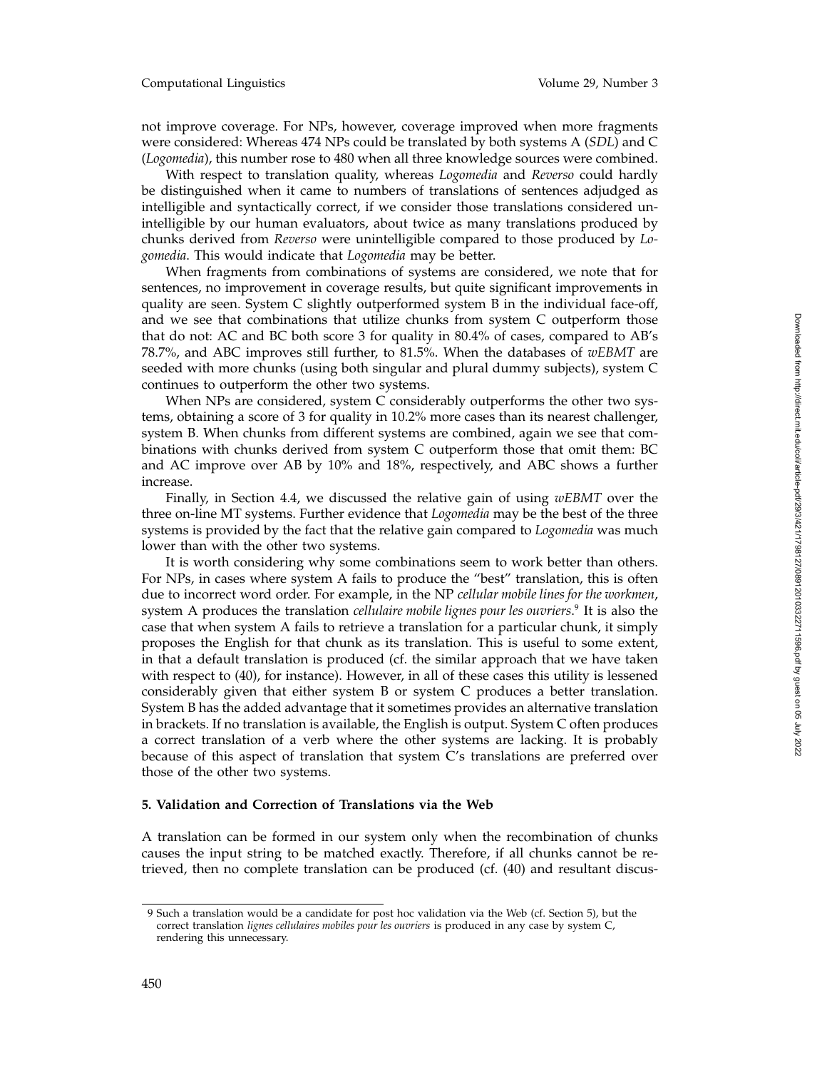not improve coverage. For NPs, however, coverage improved when more fragments were considered: Whereas 474 NPs could be translated by both systems A (*SDL*) and C (*Logomedia*), this number rose to 480 when all three knowledge sources were combined.

With respect to translation quality, whereas *Logomedia* and *Reverso* could hardly be distinguished when it came to numbers of translations of sentences adjudged as intelligible and syntactically correct, if we consider those translations considered unintelligible by our human evaluators, about twice as many translations produced by chunks derived from *Reverso* were unintelligible compared to those produced by *Logomedia*. This would indicate that *Logomedia* may be better.

When fragments from combinations of systems are considered, we note that for sentences, no improvement in coverage results, but quite significant improvements in quality are seen. System C slightly outperformed system B in the individual face-off, and we see that combinations that utilize chunks from system C outperform those that do not: AC and BC both score 3 for quality in 80.4% of cases, compared to AB's 78.7%, and ABC improves still further, to 81.5%. When the databases of *wEBMT* are seeded with more chunks (using both singular and plural dummy subjects), system C continues to outperform the other two systems.

When NPs are considered, system C considerably outperforms the other two systems, obtaining a score of 3 for quality in 10.2% more cases than its nearest challenger, system B. When chunks from different systems are combined, again we see that combinations with chunks derived from system C outperform those that omit them: BC and AC improve over AB by 10% and 18%, respectively, and ABC shows a further increase.

Finally, in Section 4.4, we discussed the relative gain of using *wEBMT* over the three on-line MT systems. Further evidence that *Logomedia* may be the best of the three systems is provided by the fact that the relative gain compared to *Logomedia* was much lower than with the other two systems.

It is worth considering why some combinations seem to work better than others. For NPs, in cases where system A fails to produce the "best" translation, this is often due to incorrect word order. For example, in the NP *cellular mobile lines for the workmen*, system A produces the translation *cellulaire mobile lignes pour les ouvriers*.[9] It is also the case that when system A fails to retrieve a translation for a particular chunk, it simply proposes the English for that chunk as its translation. This is useful to some extent, in that a default translation is produced (cf. the similar approach that we have taken with respect to (40), for instance). However, in all of these cases this utility is lessened considerably given that either system B or system C produces a better translation. System B has the added advantage that it sometimes provides an alternative translation in brackets. If no translation is available, the English is output. System C often produces a correct translation of a verb where the other systems are lacking. It is probably because of this aspect of translation that system C's translations are preferred over those of the other two systems.

## 5. Validation and Correction of Translations via the Web

A translation can be formed in our system only when the recombination of chunks causes the input string to be matched exactly. Therefore, if all chunks cannot be retrieved, then no complete translation can be produced (cf. (40) and resultant discus-

---

9 Such a translation would be a candidate for post hoc validation via the Web (cf. Section 5), but the correct translation *lignes cellulaires mobiles pour les ouvriers* is produced in any case by system C, rendering this unnecessary.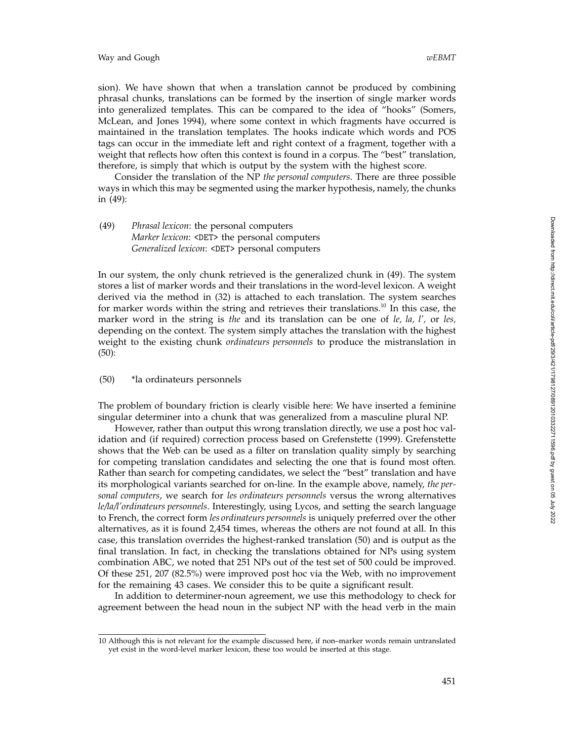sion). We have shown that when a translation cannot be produced by combining phrasal chunks, translations can be formed by the insertion of single marker words into generalized templates. This can be compared to the idea of "hooks" (Somers, McLean, and Jones 1994), where some context in which fragments have occurred is maintained in the translation templates. The hooks indicate which words and POS tags can occur in the immediate left and right context of a fragment, together with a weight that reflects how often this context is found in a corpus. The "best" translation, therefore, is simply that which is output by the system with the highest score.

Consider the translation of the NP *the personal computers*. There are three possible ways in which this may be segmented using the marker hypothesis, namely, the chunks in (49):

(49) *Phrasal lexicon*: the personal computers
*Marker lexicon*: <DET> the personal computers
*Generalized lexicon*: <DET> personal computers

In our system, the only chunk retrieved is the generalized chunk in (49). The system stores a list of marker words and their translations in the word-level lexicon. A weight derived via the method in (32) is attached to each translation. The system searches for marker words within the string and retrieves their translations.[10] In this case, the marker word in the string is *the* and its translation can be one of *le, la, l',* or *les,* depending on the context. The system simply attaches the translation with the highest weight to the existing chunk *ordinateurs personnels* to produce the mistranslation in (50):

(50) *la ordinateurs personnels

The problem of boundary friction is clearly visible here: We have inserted a feminine singular determiner into a chunk that was generalized from a masculine plural NP.

However, rather than output this wrong translation directly, we use a post hoc validation and (if required) correction process based on Grefenstette (1999). Grefenstette shows that the Web can be used as a filter on translation quality simply by searching for competing translation candidates and selecting the one that is found most often. Rather than search for competing candidates, we select the "best" translation and have its morphological variants searched for on-line. In the example above, namely, *the personal computers*, we search for *les ordinateurs personnels* versus the wrong alternatives *le/la/l'ordinateurs personnels*. Interestingly, using Lycos, and setting the search language to French, the correct form *les ordinateurs personnels* is uniquely preferred over the other alternatives, as it is found 2,454 times, whereas the others are not found at all. In this case, this translation overrides the highest-ranked translation (50) and is output as the final translation. In fact, in checking the translations obtained for NPs using system combination ABC, we noted that 251 NPs out of the test set of 500 could be improved. Of these 251, 207 (82.5%) were improved post hoc via the Web, with no improvement for the remaining 43 cases. We consider this to be quite a significant result.

In addition to determiner-noun agreement, we use this methodology to check for agreement between the head noun in the subject NP with the head verb in the main

10 Although this is not relevant for the example discussed here, if non–marker words remain untranslated yet exist in the word-level marker lexicon, these too would be inserted at this stage.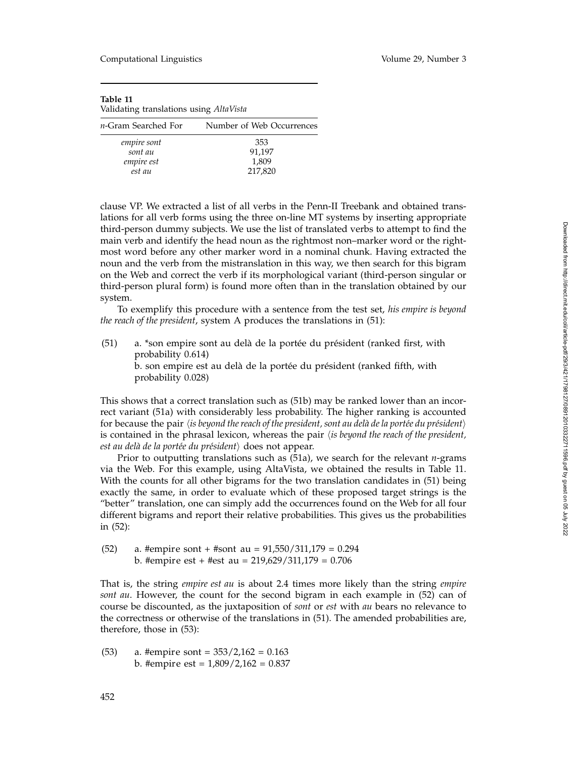**Table 11**
Validating translations using *AltaVista*

| *n*-Gram Searched For | Number of Web Occurrences |
|---|---|
| *empire sont* | 353 |
| *sont au* | 91,197 |
| *empire est* | 1,809 |
| *est au* | 217,820 |

clause VP. We extracted a list of all verbs in the Penn-II Treebank and obtained translations for all verb forms using the three on-line MT systems by inserting appropriate third-person dummy subjects. We use the list of translated verbs to attempt to find the main verb and identify the head noun as the rightmost non–marker word or the rightmost word before any other marker word in a nominal chunk. Having extracted the noun and the verb from the mistranslation in this way, we then search for this bigram on the Web and correct the verb if its morphological variant (third-person singular or third-person plural form) is found more often than in the translation obtained by our system.

To exemplify this procedure with a sentence from the test set, *his empire is beyond the reach of the president*, system A produces the translations in (51):

(51) a. *son empire sont au delà de la portée du président (ranked first, with probability 0.614)
b. son empire est au delà de la portée du président (ranked fifth, with probability 0.028)

This shows that a correct translation such as (51b) may be ranked lower than an incorrect variant (51a) with considerably less probability. The higher ranking is accounted for because the pair ⟨*is beyond the reach of the president, sont au delà de la portée du président*⟩ is contained in the phrasal lexicon, whereas the pair ⟨*is beyond the reach of the president, est au delà de la portée du président*⟩ does not appear.

Prior to outputting translations such as (51a), we search for the relevant *n*-grams via the Web. For this example, using AltaVista, we obtained the results in Table 11. With the counts for all other bigrams for the two translation candidates in (51) being exactly the same, in order to evaluate which of these proposed target strings is the "better" translation, one can simply add the occurrences found on the Web for all four different bigrams and report their relative probabilities. This gives us the probabilities in (52):

(52) a. #empire sont + #sont au = 91,550/311,179 = 0.294
b. #empire est + #est au = 219,629/311,179 = 0.706

That is, the string *empire est au* is about 2.4 times more likely than the string *empire sont au*. However, the count for the second bigram in each example in (52) can of course be discounted, as the juxtaposition of *sont* or *est* with *au* bears no relevance to the correctness or otherwise of the translations in (51). The amended probabilities are, therefore, those in (53):

(53) a. #empire sont = 353/2,162 = 0.163
b. #empire est = 1,809/2,162 = 0.837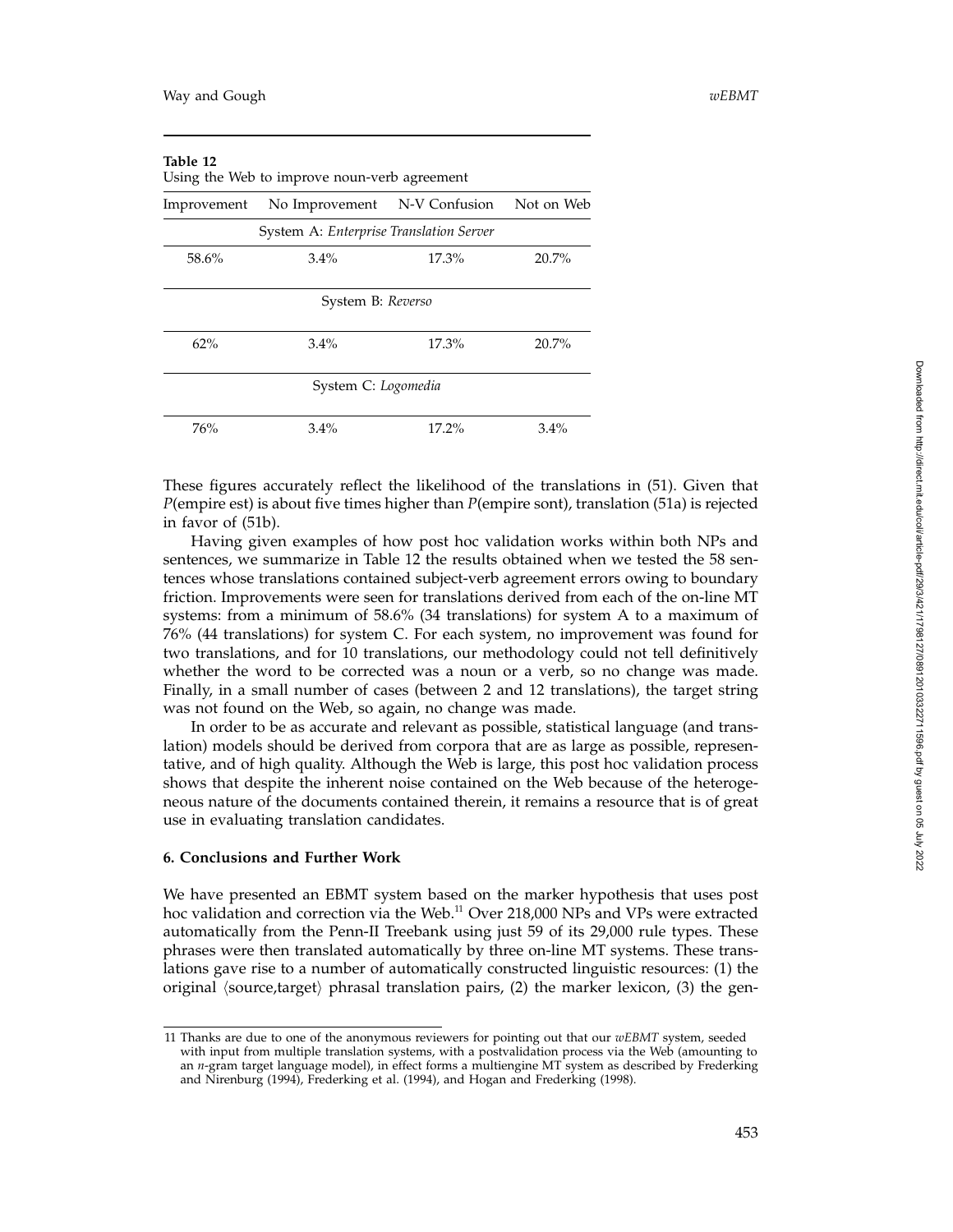**Table 12**
Using the Web to improve noun-verb agreement

| Improvement | No Improvement | N-V Confusion | Not on Web |
|---|---|---|---|
| System A: *Enterprise Translation Server* | | | |
| 58.6% | 3.4% | 17.3% | 20.7% |
| System B: *Reverso* | | | |
| 62% | 3.4% | 17.3% | 20.7% |
| System C: *Logomedia* | | | |
| 76% | 3.4% | 17.2% | 3.4% |

These figures accurately reflect the likelihood of the translations in (51). Given that *P*(empire est) is about five times higher than *P*(empire sont), translation (51a) is rejected in favor of (51b).

Having given examples of how post hoc validation works within both NPs and sentences, we summarize in Table 12 the results obtained when we tested the 58 sentences whose translations contained subject-verb agreement errors owing to boundary friction. Improvements were seen for translations derived from each of the on-line MT systems: from a minimum of 58.6% (34 translations) for system A to a maximum of 76% (44 translations) for system C. For each system, no improvement was found for two translations, and for 10 translations, our methodology could not tell definitively whether the word to be corrected was a noun or a verb, so no change was made. Finally, in a small number of cases (between 2 and 12 translations), the target string was not found on the Web, so again, no change was made.

In order to be as accurate and relevant as possible, statistical language (and translation) models should be derived from corpora that are as large as possible, representative, and of high quality. Although the Web is large, this post hoc validation process shows that despite the inherent noise contained on the Web because of the heterogeneous nature of the documents contained therein, it remains a resource that is of great use in evaluating translation candidates.

## 6. Conclusions and Further Work

We have presented an EBMT system based on the marker hypothesis that uses post hoc validation and correction via the Web.[11] Over 218,000 NPs and VPs were extracted automatically from the Penn-II Treebank using just 59 of its 29,000 rule types. These phrases were then translated automatically by three on-line MT systems. These translations gave rise to a number of automatically constructed linguistic resources: (1) the original ⟨source,target⟩ phrasal translation pairs, (2) the marker lexicon, (3) the gen-

11 Thanks are due to one of the anonymous reviewers for pointing out that our *wEBMT* system, seeded with input from multiple translation systems, with a postvalidation process via the Web (amounting to an *n*-gram target language model), in effect forms a multiengine MT system as described by Frederking and Nirenburg (1994), Frederking et al. (1994), and Hogan and Frederking (1998).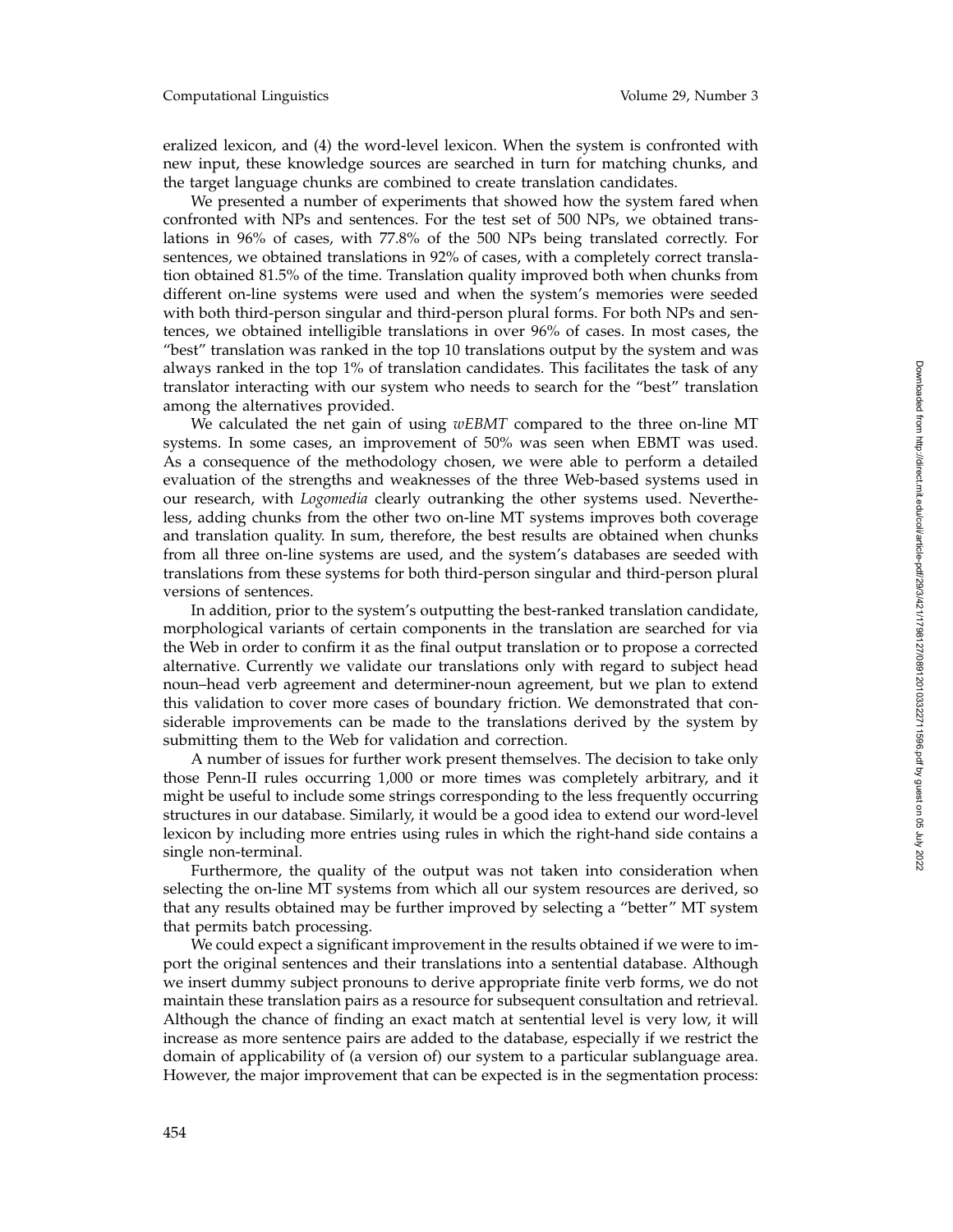eralized lexicon, and (4) the word-level lexicon. When the system is confronted with new input, these knowledge sources are searched in turn for matching chunks, and the target language chunks are combined to create translation candidates.

We presented a number of experiments that showed how the system fared when confronted with NPs and sentences. For the test set of 500 NPs, we obtained translations in 96% of cases, with 77.8% of the 500 NPs being translated correctly. For sentences, we obtained translations in 92% of cases, with a completely correct translation obtained 81.5% of the time. Translation quality improved both when chunks from different on-line systems were used and when the system's memories were seeded with both third-person singular and third-person plural forms. For both NPs and sentences, we obtained intelligible translations in over 96% of cases. In most cases, the "best" translation was ranked in the top 10 translations output by the system and was always ranked in the top 1% of translation candidates. This facilitates the task of any translator interacting with our system who needs to search for the "best" translation among the alternatives provided.

We calculated the net gain of using *wEBMT* compared to the three on-line MT systems. In some cases, an improvement of 50% was seen when EBMT was used. As a consequence of the methodology chosen, we were able to perform a detailed evaluation of the strengths and weaknesses of the three Web-based systems used in our research, with *Logomedia* clearly outranking the other systems used. Nevertheless, adding chunks from the other two on-line MT systems improves both coverage and translation quality. In sum, therefore, the best results are obtained when chunks from all three on-line systems are used, and the system's databases are seeded with translations from these systems for both third-person singular and third-person plural versions of sentences.

In addition, prior to the system's outputting the best-ranked translation candidate, morphological variants of certain components in the translation are searched for via the Web in order to confirm it as the final output translation or to propose a corrected alternative. Currently we validate our translations only with regard to subject head noun–head verb agreement and determiner-noun agreement, but we plan to extend this validation to cover more cases of boundary friction. We demonstrated that considerable improvements can be made to the translations derived by the system by submitting them to the Web for validation and correction.

A number of issues for further work present themselves. The decision to take only those Penn-II rules occurring 1,000 or more times was completely arbitrary, and it might be useful to include some strings corresponding to the less frequently occurring structures in our database. Similarly, it would be a good idea to extend our word-level lexicon by including more entries using rules in which the right-hand side contains a single non-terminal.

Furthermore, the quality of the output was not taken into consideration when selecting the on-line MT systems from which all our system resources are derived, so that any results obtained may be further improved by selecting a "better" MT system that permits batch processing.

We could expect a significant improvement in the results obtained if we were to import the original sentences and their translations into a sentential database. Although we insert dummy subject pronouns to derive appropriate finite verb forms, we do not maintain these translation pairs as a resource for subsequent consultation and retrieval. Although the chance of finding an exact match at sentential level is very low, it will increase as more sentence pairs are added to the database, especially if we restrict the domain of applicability of (a version of) our system to a particular sublanguage area. However, the major improvement that can be expected is in the segmentation process: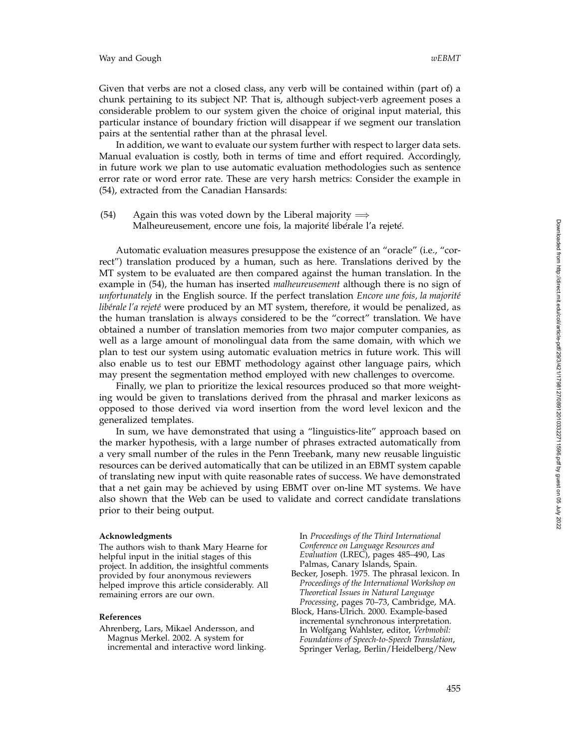Given that verbs are not a closed class, any verb will be contained within (part of) a chunk pertaining to its subject NP. That is, although subject-verb agreement poses a considerable problem to our system given the choice of original input material, this particular instance of boundary friction will disappear if we segment our translation pairs at the sentential rather than at the phrasal level.

In addition, we want to evaluate our system further with respect to larger data sets. Manual evaluation is costly, both in terms of time and effort required. Accordingly, in future work we plan to use automatic evaluation methodologies such as sentence error rate or word error rate. These are very harsh metrics: Consider the example in (54), extracted from the Canadian Hansards:

(54) Again this was voted down by the Liberal majority $\Longrightarrow$
Malheureusement, encore une fois, la majorité libérale l'a rejeté.

Automatic evaluation measures presuppose the existence of an "oracle" (i.e., "correct") translation produced by a human, such as here. Translations derived by the MT system to be evaluated are then compared against the human translation. In the example in (54), the human has inserted *malheureusement* although there is no sign of *unfortunately* in the English source. If the perfect translation *Encore une fois, la majorité libérale l'a rejeté* were produced by an MT system, therefore, it would be penalized, as the human translation is always considered to be the "correct" translation. We have obtained a number of translation memories from two major computer companies, as well as a large amount of monolingual data from the same domain, with which we plan to test our system using automatic evaluation metrics in future work. This will also enable us to test our EBMT methodology against other language pairs, which may present the segmentation method employed with new challenges to overcome.

Finally, we plan to prioritize the lexical resources produced so that more weighting would be given to translations derived from the phrasal and marker lexicons as opposed to those derived via word insertion from the word level lexicon and the generalized templates.

In sum, we have demonstrated that using a "linguistics-lite" approach based on the marker hypothesis, with a large number of phrases extracted automatically from a very small number of the rules in the Penn Treebank, many new reusable linguistic resources can be derived automatically that can be utilized in an EBMT system capable of translating new input with quite reasonable rates of success. We have demonstrated that a net gain may be achieved by using EBMT over on-line MT systems. We have also shown that the Web can be used to validate and correct candidate translations prior to their being output.

**Acknowledgments**

The authors wish to thank Mary Hearne for helpful input in the initial stages of this project. In addition, the insightful comments provided by four anonymous reviewers helped improve this article considerably. All remaining errors are our own.

**References**

Ahrenberg, Lars, Mikael Andersson, and Magnus Merkel. 2002. A system for incremental and interactive word linking. In *Proceedings of the Third International Conference on Language Resources and Evaluation* (LREC), pages 485–490, Las Palmas, Canary Islands, Spain.

Becker, Joseph. 1975. The phrasal lexicon. In *Proceedings of the International Workshop on Theoretical Issues in Natural Language Processing*, pages 70–73, Cambridge, MA.

Block, Hans-Ulrich. 2000. Example-based incremental synchronous interpretation. In Wolfgang Wahlster, editor, *Verbmobil: Foundations of Speech-to-Speech Translation*, Springer Verlag, Berlin/Heidelberg/New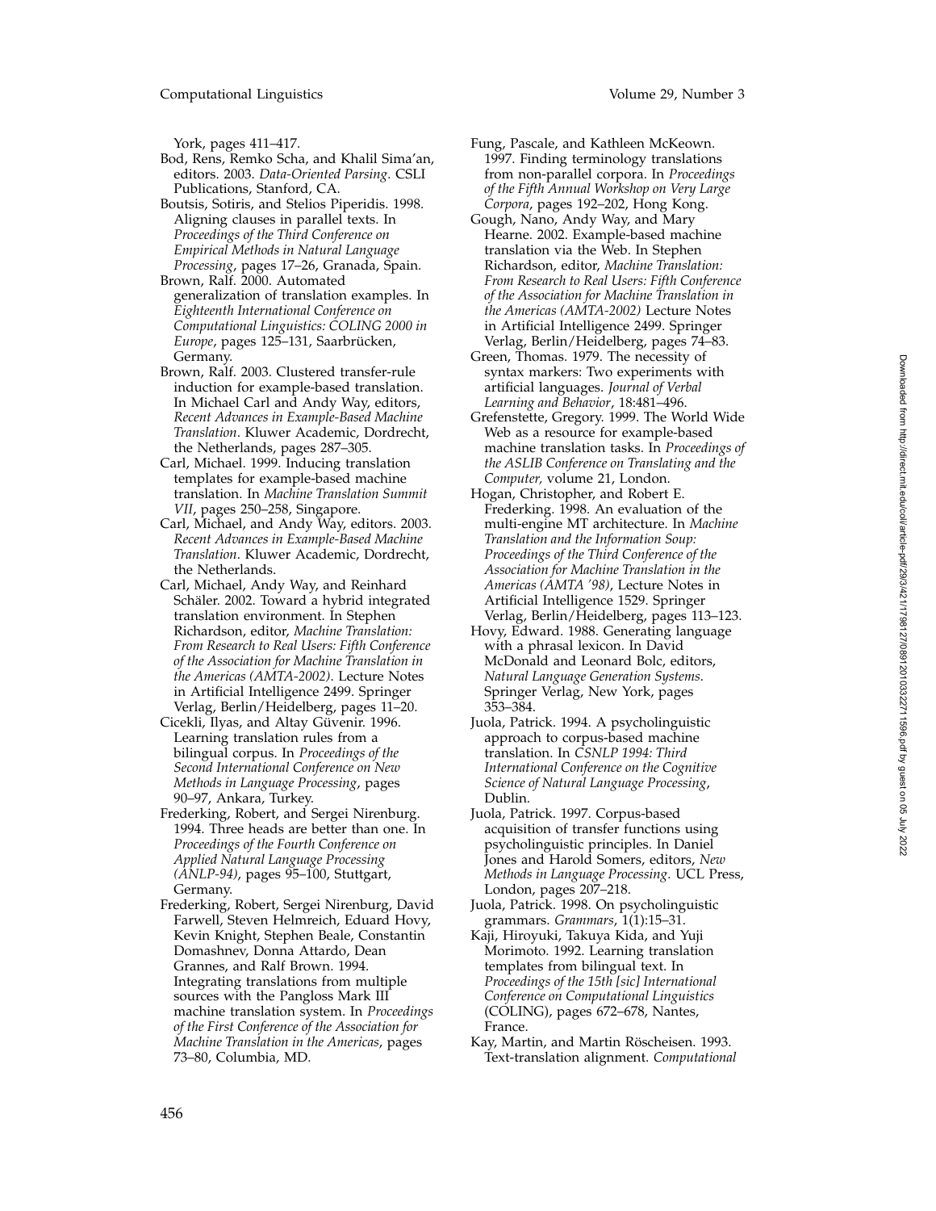York, pages 411–417.

Bod, Rens, Remko Scha, and Khalil Sima'an, editors. 2003. *Data-Oriented Parsing*. CSLI Publications, Stanford, CA.

Boutsis, Sotiris, and Stelios Piperidis. 1998. Aligning clauses in parallel texts. In *Proceedings of the Third Conference on Empirical Methods in Natural Language Processing*, pages 17–26, Granada, Spain.

Brown, Ralf. 2000. Automated generalization of translation examples. In *Eighteenth International Conference on Computational Linguistics: COLING 2000 in Europe*, pages 125–131, Saarbrücken, Germany.

Brown, Ralf. 2003. Clustered transfer-rule induction for example-based translation. In Michael Carl and Andy Way, editors, *Recent Advances in Example-Based Machine Translation*. Kluwer Academic, Dordrecht, the Netherlands, pages 287–305.

Carl, Michael. 1999. Inducing translation templates for example-based machine translation. In *Machine Translation Summit VII*, pages 250–258, Singapore.

Carl, Michael, and Andy Way, editors. 2003. *Recent Advances in Example-Based Machine Translation*. Kluwer Academic, Dordrecht, the Netherlands.

Carl, Michael, Andy Way, and Reinhard Schäler. 2002. Toward a hybrid integrated translation environment. In Stephen Richardson, editor, *Machine Translation: From Research to Real Users: Fifth Conference of the Association for Machine Translation in the Americas (AMTA-2002)*. Lecture Notes in Artificial Intelligence 2499. Springer Verlag, Berlin/Heidelberg, pages 11–20.

Cicekli, Ilyas, and Altay Güvenir. 1996. Learning translation rules from a bilingual corpus. In *Proceedings of the Second International Conference on New Methods in Language Processing*, pages 90–97, Ankara, Turkey.

Frederking, Robert, and Sergei Nirenburg. 1994. Three heads are better than one. In *Proceedings of the Fourth Conference on Applied Natural Language Processing (ANLP-94)*, pages 95–100, Stuttgart, Germany.

Frederking, Robert, Sergei Nirenburg, David Farwell, Steven Helmreich, Eduard Hovy, Kevin Knight, Stephen Beale, Constantin Domashnev, Donna Attardo, Dean Grannes, and Ralf Brown. 1994. Integrating translations from multiple sources with the Pangloss Mark III machine translation system. In *Proceedings of the First Conference of the Association for Machine Translation in the Americas*, pages 73–80, Columbia, MD.

Fung, Pascale, and Kathleen McKeown. 1997. Finding terminology translations from non-parallel corpora. In *Proceedings of the Fifth Annual Workshop on Very Large Corpora*, pages 192–202, Hong Kong.

Gough, Nano, Andy Way, and Mary Hearne. 2002. Example-based machine translation via the Web. In Stephen Richardson, editor, *Machine Translation: From Research to Real Users: Fifth Conference of the Association for Machine Translation in the Americas (AMTA-2002)* Lecture Notes in Artificial Intelligence 2499. Springer Verlag, Berlin/Heidelberg, pages 74–83.

Green, Thomas. 1979. The necessity of syntax markers: Two experiments with artificial languages. *Journal of Verbal Learning and Behavior*, 18:481–496.

Grefenstette, Gregory. 1999. The World Wide Web as a resource for example-based machine translation tasks. In *Proceedings of the ASLIB Conference on Translating and the Computer,* volume 21, London.

Hogan, Christopher, and Robert E. Frederking. 1998. An evaluation of the multi-engine MT architecture. In *Machine Translation and the Information Soup: Proceedings of the Third Conference of the Association for Machine Translation in the Americas (AMTA '98)*, Lecture Notes in Artificial Intelligence 1529. Springer Verlag, Berlin/Heidelberg, pages 113–123.

Hovy, Edward. 1988. Generating language with a phrasal lexicon. In David McDonald and Leonard Bolc, editors, *Natural Language Generation Systems*. Springer Verlag, New York, pages 353–384.

Juola, Patrick. 1994. A psycholinguistic approach to corpus-based machine translation. In *CSNLP 1994: Third International Conference on the Cognitive Science of Natural Language Processing*, Dublin.

Juola, Patrick. 1997. Corpus-based acquisition of transfer functions using psycholinguistic principles. In Daniel Jones and Harold Somers, editors, *New Methods in Language Processing*. UCL Press, London, pages 207–218.

Juola, Patrick. 1998. On psycholinguistic grammars. *Grammars*, 1(1):15–31.

Kaji, Hiroyuki, Takuya Kida, and Yuji Morimoto. 1992. Learning translation templates from bilingual text. In *Proceedings of the 15th [sic] International Conference on Computational Linguistics* (COLING), pages 672–678, Nantes, France.

Kay, Martin, and Martin Röscheisen. 1993. Text-translation alignment. *Computational*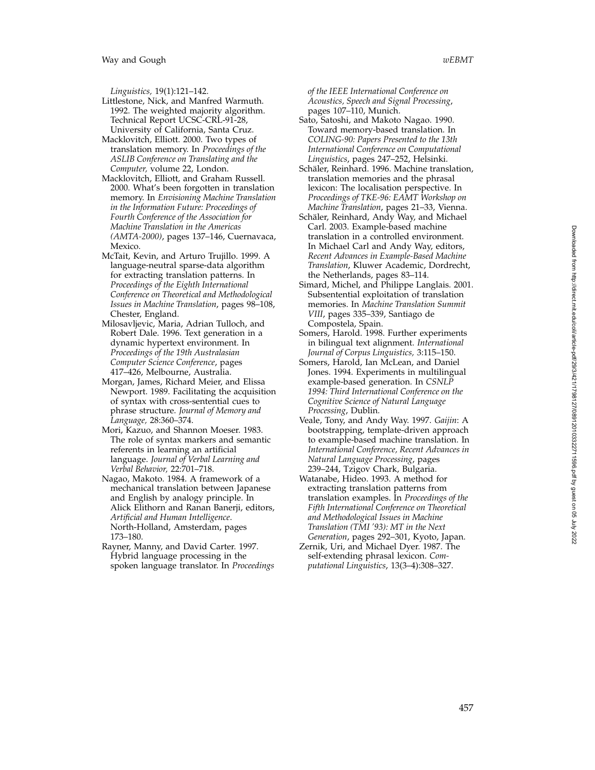*Linguistics,* 19(1):121–142.

Littlestone, Nick, and Manfred Warmuth. 1992. The weighted majority algorithm. Technical Report UCSC-CRL-91-28, University of California, Santa Cruz.

Macklovitch, Elliott. 2000. Two types of translation memory. In *Proceedings of the ASLIB Conference on Translating and the Computer,* volume 22, London.

Macklovitch, Elliott, and Graham Russell. 2000. What's been forgotten in translation memory. In *Envisioning Machine Translation in the Information Future: Proceedings of Fourth Conference of the Association for Machine Translation in the Americas (AMTA-2000)*, pages 137–146, Cuernavaca, Mexico.

McTait, Kevin, and Arturo Trujillo. 1999. A language-neutral sparse-data algorithm for extracting translation patterns. In *Proceedings of the Eighth International Conference on Theoretical and Methodological Issues in Machine Translation*, pages 98–108, Chester, England.

Milosavljevic, Maria, Adrian Tulloch, and Robert Dale. 1996. Text generation in a dynamic hypertext environment. In *Proceedings of the 19th Australasian Computer Science Conference*, pages 417–426, Melbourne, Australia.

Morgan, James, Richard Meier, and Elissa Newport. 1989. Facilitating the acquisition of syntax with cross-sentential cues to phrase structure. *Journal of Memory and Language,* 28:360–374.

Mori, Kazuo, and Shannon Moeser. 1983. The role of syntax markers and semantic referents in learning an artificial language. *Journal of Verbal Learning and Verbal Behavior,* 22:701–718.

Nagao, Makoto. 1984. A framework of a mechanical translation between Japanese and English by analogy principle. In Alick Elithorn and Ranan Banerji, editors, *Artificial and Human Intelligence*. North-Holland, Amsterdam, pages 173–180.

Rayner, Manny, and David Carter. 1997. Hybrid language processing in the spoken language translator. In *Proceedings of the IEEE International Conference on Acoustics, Speech and Signal Processing*, pages 107–110, Munich.

Sato, Satoshi, and Makoto Nagao. 1990. Toward memory-based translation. In *COLING-90: Papers Presented to the 13th International Conference on Computational Linguistics*, pages 247–252, Helsinki.

Schäler, Reinhard. 1996. Machine translation, translation memories and the phrasal lexicon: The localisation perspective. In *Proceedings of TKE-96: EAMT Workshop on Machine Translation*, pages 21–33, Vienna.

Schäler, Reinhard, Andy Way, and Michael Carl. 2003. Example-based machine translation in a controlled environment. In Michael Carl and Andy Way, editors, *Recent Advances in Example-Based Machine Translation*, Kluwer Academic, Dordrecht, the Netherlands, pages 83–114.

Simard, Michel, and Philippe Langlais. 2001. Subsentential exploitation of translation memories. In *Machine Translation Summit VIII*, pages 335–339, Santiago de Compostela, Spain.

Somers, Harold. 1998. Further experiments in bilingual text alignment. *International Journal of Corpus Linguistics,* 3:115–150.

Somers, Harold, Ian McLean, and Daniel Jones. 1994. Experiments in multilingual example-based generation. In *CSNLP 1994: Third International Conference on the Cognitive Science of Natural Language Processing*, Dublin.

Veale, Tony, and Andy Way. 1997. *Gaijin*: A bootstrapping, template-driven approach to example-based machine translation. In *International Conference, Recent Advances in Natural Language Processing*, pages 239–244, Tzigov Chark, Bulgaria.

Watanabe, Hideo. 1993. A method for extracting translation patterns from translation examples. In *Proceedings of the Fifth International Conference on Theoretical and Methodological Issues in Machine Translation (TMI '93): MT in the Next Generation*, pages 292–301, Kyoto, Japan.

Zernik, Uri, and Michael Dyer. 1987. The self-extending phrasal lexicon. *Computational Linguistics*, 13(3–4):308–327.